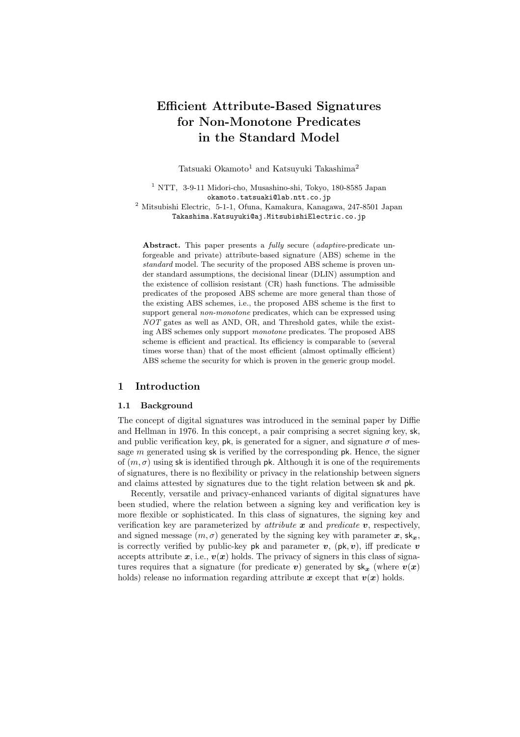# Efficient Attribute-Based Signatures for Non-Monotone Predicates in the Standard Model

Tatsuaki Okamoto[1] and Katsuyuki Takashima[2]

[1] NTT, 3-9-11 Midori-cho, Musashino-shi, Tokyo, 180-8585 Japan
okamoto.tatsuaki@lab.ntt.co.jp

[2] Mitsubishi Electric, 5-1-1, Ofuna, Kamakura, Kanagawa, 247-8501 Japan
Takashima.Katsuyuki@aj.MitsubishiElectric.co.jp

**Abstract.** This paper presents a *fully* secure (*adaptive*-predicate unforgeable and private) attribute-based signature (ABS) scheme in the *standard* model. The security of the proposed ABS scheme is proven under standard assumptions, the decisional linear (DLIN) assumption and the existence of collision resistant (CR) hash functions. The admissible predicates of the proposed ABS scheme are more general than those of the existing ABS schemes, i.e., the proposed ABS scheme is the first to support general *non-monotone* predicates, which can be expressed using *NOT* gates as well as AND, OR, and Threshold gates, while the existing ABS schemes only support *monotone* predicates. The proposed ABS scheme is efficient and practical. Its efficiency is comparable to (several times worse than) that of the most efficient (almost optimally efficient) ABS scheme the security for which is proven in the generic group model.

## 1 Introduction

### 1.1 Background

The concept of digital signatures was introduced in the seminal paper by Diffie and Hellman in 1976. In this concept, a pair comprising a secret signing key, $\mathsf{sk}$, and public verification key, $\mathsf{pk}$, is generated for a signer, and signature $\sigma$ of message $m$ generated using $\mathsf{sk}$ is verified by the corresponding $\mathsf{pk}$. Hence, the signer of $(m, \sigma)$ using $\mathsf{sk}$ is identified through $\mathsf{pk}$. Although it is one of the requirements of signatures, there is no flexibility or privacy in the relationship between signers and claims attested by signatures due to the tight relation between $\mathsf{sk}$ and $\mathsf{pk}$.

Recently, versatile and privacy-enhanced variants of digital signatures have been studied, where the relation between a signing key and verification key is more flexible or sophisticated. In this class of signatures, the signing key and verification key are parameterized by *attribute* $\boldsymbol{x}$ and *predicate* $\boldsymbol{v}$, respectively, and signed message $(m, \sigma)$ generated by the signing key with parameter $\boldsymbol{x}$, $\mathsf{sk}_{\boldsymbol{x}}$, is correctly verified by public-key $\mathsf{pk}$ and parameter $\boldsymbol{v}$, $(\mathsf{pk}, \boldsymbol{v})$, iff predicate $\boldsymbol{v}$ accepts attribute $\boldsymbol{x}$, i.e., $\boldsymbol{v}(\boldsymbol{x})$ holds. The privacy of signers in this class of signatures requires that a signature (for predicate $\boldsymbol{v}$) generated by $\mathsf{sk}_{\boldsymbol{x}}$ (where $\boldsymbol{v}(\boldsymbol{x})$ holds) release no information regarding attribute $\boldsymbol{x}$ except that $\boldsymbol{v}(\boldsymbol{x})$ holds.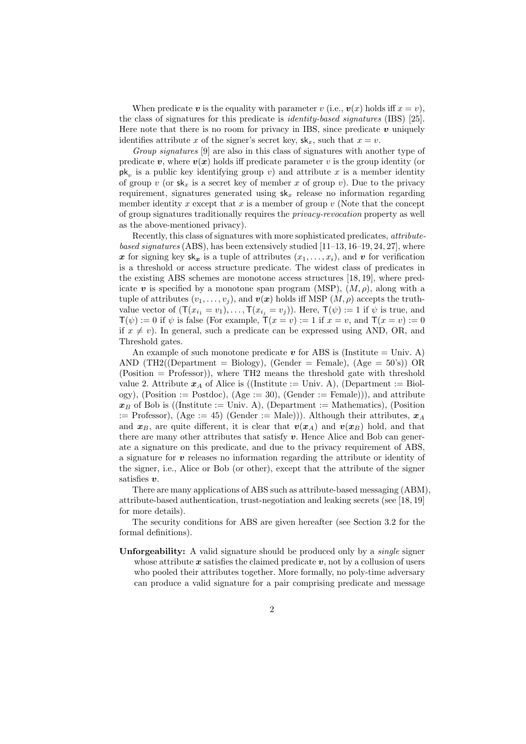When predicate $\boldsymbol{v}$ is the equality with parameter $v$ (i.e., $\boldsymbol{v}(x)$ holds iff $x = v$), the class of signatures for this predicate is *identity-based signatures* (IBS) [25]. Here note that there is no room for privacy in IBS, since predicate $\boldsymbol{v}$ uniquely identifies attribute $x$ of the signer's secret key, $\mathsf{sk}_x$, such that $x = v$.

*Group signatures* [9] are also in this class of signatures with another type of predicate $\boldsymbol{v}$, where $\boldsymbol{v}(\boldsymbol{x})$ holds iff predicate parameter $v$ is the group identity (or $\mathsf{pk}_v$ is a public key identifying group $v$) and attribute $x$ is a member identity of group $v$ (or $\mathsf{sk}_x$ is a secret key of member $x$ of group $v$). Due to the privacy requirement, signatures generated using $\mathsf{sk}_x$ release no information regarding member identity $x$ except that $x$ is a member of group $v$ (Note that the concept of group signatures traditionally requires the *privacy-revocation* property as well as the above-mentioned privacy).

Recently, this class of signatures with more sophisticated predicates, *attribute-based signatures* (ABS), has been extensively studied [11–13, 16–19, 24, 27], where $\boldsymbol{x}$ for signing key $\mathsf{sk}_{\boldsymbol{x}}$ is a tuple of attributes $(x_1, \ldots, x_i)$, and $\boldsymbol{v}$ for verification is a threshold or access structure predicate. The widest class of predicates in the existing ABS schemes are monotone access structures [18, 19], where predicate $\boldsymbol{v}$ is specified by a monotone span program (MSP), $(M, \rho)$, along with a tuple of attributes $(v_1, \ldots, v_j)$, and $\boldsymbol{v}(\boldsymbol{x})$ holds iff MSP $(M, \rho)$ accepts the truth-value vector of $(\mathsf{T}(x_{i_1} = v_1), \ldots, \mathsf{T}(x_{i_j} = v_j))$. Here, $\mathsf{T}(\psi) := 1$ if $\psi$ is true, and $\mathsf{T}(\psi) := 0$ if $\psi$ is false (For example, $\mathsf{T}(x = v) := 1$ if $x = v$, and $\mathsf{T}(x = v) := 0$ if $x \neq v$). In general, such a predicate can be expressed using AND, OR, and Threshold gates.

An example of such monotone predicate $\boldsymbol{v}$ for ABS is (Institute = Univ. A) AND (TH2((Department = Biology), (Gender = Female), (Age = 50's)) OR (Position = Professor)), where TH2 means the threshold gate with threshold value 2. Attribute $\boldsymbol{x}_A$ of Alice is ((Institute := Univ. A), (Department := Biology), (Position := Postdoc), (Age := 30), (Gender := Female))), and attribute $\boldsymbol{x}_B$ of Bob is ((Institute := Univ. A), (Department := Mathematics), (Position := Professor), (Age := 45) (Gender := Male))). Although their attributes, $\boldsymbol{x}_A$ and $\boldsymbol{x}_B$, are quite different, it is clear that $\boldsymbol{v}(\boldsymbol{x}_A)$ and $\boldsymbol{v}(\boldsymbol{x}_B)$ hold, and that there are many other attributes that satisfy $\boldsymbol{v}$. Hence Alice and Bob can generate a signature on this predicate, and due to the privacy requirement of ABS, a signature for $\boldsymbol{v}$ releases no information regarding the attribute or identity of the signer, i.e., Alice or Bob (or other), except that the attribute of the signer satisfies $\boldsymbol{v}$.

There are many applications of ABS such as attribute-based messaging (ABM), attribute-based authentication, trust-negotiation and leaking secrets (see [18, 19] for more details).

The security conditions for ABS are given hereafter (see Section 3.2 for the formal definitions).

**Unforgeability:** A valid signature should be produced only by a *single* signer whose attribute $\boldsymbol{x}$ satisfies the claimed predicate $\boldsymbol{v}$, not by a collusion of users who pooled their attributes together. More formally, no poly-time adversary can produce a valid signature for a pair comprising predicate and message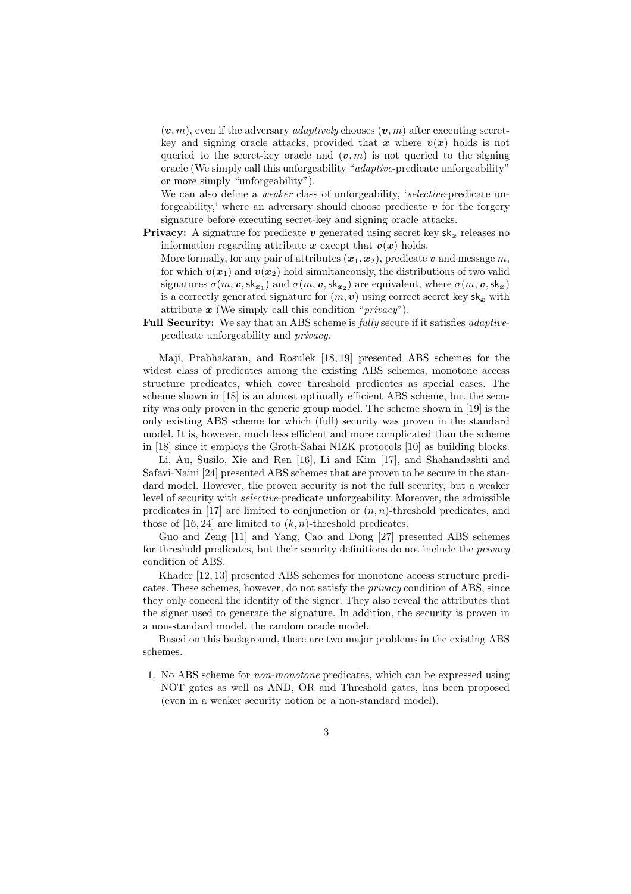$(\boldsymbol{v}, m)$, even if the adversary *adaptively* chooses $(\boldsymbol{v}, m)$ after executing secret-key and signing oracle attacks, provided that $\boldsymbol{x}$ where $\boldsymbol{v}(\boldsymbol{x})$ holds is not queried to the secret-key oracle and $(\boldsymbol{v}, m)$ is not queried to the signing oracle (We simply call this unforgeability "*adaptive*-predicate unforgeability" or more simply "unforgeability").

We can also define a *weaker* class of unforgeability, '*selective*-predicate unforgeability,' where an adversary should choose predicate $\boldsymbol{v}$ for the forgery signature before executing secret-key and signing oracle attacks.

**Privacy:** A signature for predicate $\boldsymbol{v}$ generated using secret key $\mathsf{sk}_{\boldsymbol{x}}$ releases no information regarding attribute $\boldsymbol{x}$ except that $\boldsymbol{v}(\boldsymbol{x})$ holds.

More formally, for any pair of attributes $(\boldsymbol{x}_1, \boldsymbol{x}_2)$, predicate $\boldsymbol{v}$ and message $m$, for which $\boldsymbol{v}(\boldsymbol{x}_1)$ and $\boldsymbol{v}(\boldsymbol{x}_2)$ hold simultaneously, the distributions of two valid signatures $\sigma(m, \boldsymbol{v}, \mathsf{sk}_{\boldsymbol{x}_1})$ and $\sigma(m, \boldsymbol{v}, \mathsf{sk}_{\boldsymbol{x}_2})$ are equivalent, where $\sigma(m, \boldsymbol{v}, \mathsf{sk}_{\boldsymbol{x}})$ is a correctly generated signature for $(m, \boldsymbol{v})$ using correct secret key $\mathsf{sk}_{\boldsymbol{x}}$ with attribute $\boldsymbol{x}$ (We simply call this condition "*privacy*").

**Full Security:** We say that an ABS scheme is *fully* secure if it satisfies *adaptive*-predicate unforgeability and *privacy*.

Maji, Prabhakaran, and Rosulek [18, 19] presented ABS schemes for the widest class of predicates among the existing ABS schemes, monotone access structure predicates, which cover threshold predicates as special cases. The scheme shown in [18] is an almost optimally efficient ABS scheme, but the security was only proven in the generic group model. The scheme shown in [19] is the only existing ABS scheme for which (full) security was proven in the standard model. It is, however, much less efficient and more complicated than the scheme in [18] since it employs the Groth-Sahai NIZK protocols [10] as building blocks.

Li, Au, Susilo, Xie and Ren [16], Li and Kim [17], and Shahandashti and Safavi-Naini [24] presented ABS schemes that are proven to be secure in the standard model. However, the proven security is not the full security, but a weaker level of security with *selective*-predicate unforgeability. Moreover, the admissible predicates in [17] are limited to conjunction or $(n, n)$-threshold predicates, and those of [16, 24] are limited to $(k, n)$-threshold predicates.

Guo and Zeng [11] and Yang, Cao and Dong [27] presented ABS schemes for threshold predicates, but their security definitions do not include the *privacy* condition of ABS.

Khader [12, 13] presented ABS schemes for monotone access structure predicates. These schemes, however, do not satisfy the *privacy* condition of ABS, since they only conceal the identity of the signer. They also reveal the attributes that the signer used to generate the signature. In addition, the security is proven in a non-standard model, the random oracle model.

Based on this background, there are two major problems in the existing ABS schemes.

1. No ABS scheme for *non-monotone* predicates, which can be expressed using NOT gates as well as AND, OR and Threshold gates, has been proposed (even in a weaker security notion or a non-standard model).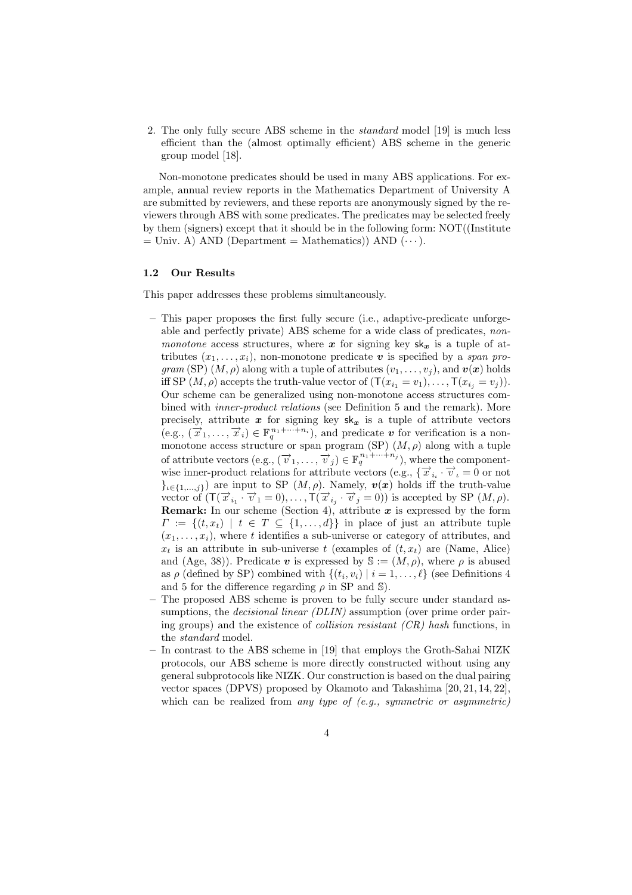2. The only fully secure ABS scheme in the *standard* model [19] is much less efficient than the (almost optimally efficient) ABS scheme in the generic group model [18].

Non-monotone predicates should be used in many ABS applications. For example, annual review reports in the Mathematics Department of University A are submitted by reviewers, and these reports are anonymously signed by the reviewers through ABS with some predicates. The predicates may be selected freely by them (signers) except that it should be in the following form: NOT((Institute = Univ. A) AND (Department = Mathematics)) AND $(\cdots)$.

### 1.2 Our Results

This paper addresses these problems simultaneously.

- This paper proposes the first fully secure (i.e., adaptive-predicate unforgeable and perfectly private) ABS scheme for a wide class of predicates, *non-monotone* access structures, where $\boldsymbol{x}$ for signing key $\mathsf{sk}_{\boldsymbol{x}}$ is a tuple of attributes $(x_1, \ldots, x_i)$, non-monotone predicate $\boldsymbol{v}$ is specified by a *span program* (SP) $(M, \rho)$ along with a tuple of attributes $(v_1, \ldots, v_j)$, and $\boldsymbol{v}(\boldsymbol{x})$ holds iff SP $(M, \rho)$ accepts the truth-value vector of $(\mathsf{T}(x_{i_1} = v_1), \ldots, \mathsf{T}(x_{i_j} = v_j))$. Our scheme can be generalized using non-monotone access structures combined with *inner-product relations* (see Definition 5 and the remark). More precisely, attribute $\boldsymbol{x}$ for signing key $\mathsf{sk}_{\boldsymbol{x}}$ is a tuple of attribute vectors (e.g., $(\vec{x}_1, \ldots, \vec{x}_i) \in \mathbb{F}_q^{n_1+\cdots+n_i}$), and predicate $\boldsymbol{v}$ for verification is a non-monotone access structure or span program (SP) $(M, \rho)$ along with a tuple of attribute vectors (e.g., $(\vec{v}_1, \ldots, \vec{v}_j) \in \mathbb{F}_q^{n_1+\cdots+n_j}$), where the component-wise inner-product relations for attribute vectors (e.g., $\{\vec{x}_{i_\iota} \cdot \vec{v}_\iota = 0$ or not $\}_{\iota \in \{1,\ldots,j\}}$) are input to SP $(M, \rho)$. Namely, $\boldsymbol{v}(\boldsymbol{x})$ holds iff the truth-value vector of $(\mathsf{T}(\vec{x}_{i_1} \cdot \vec{v}_1 = 0), \ldots, \mathsf{T}(\vec{x}_{i_j} \cdot \vec{v}_j = 0))$ is accepted by SP $(M, \rho)$.
  **Remark:** In our scheme (Section 4), attribute $\boldsymbol{x}$ is expressed by the form $\Gamma := \{(t, x_t) \mid t \in T \subseteq \{1, \ldots, d\}\}$ in place of just an attribute tuple $(x_1, \ldots, x_i)$, where $t$ identifies a sub-universe or category of attributes, and $x_t$ is an attribute in sub-universe $t$ (examples of $(t, x_t)$ are (Name, Alice) and (Age, 38)). Predicate $\boldsymbol{v}$ is expressed by $\mathbb{S} := (M, \rho)$, where $\rho$ is abused as $\rho$ (defined by SP) combined with $\{(t_i, v_i) \mid i = 1, \ldots, \ell\}$ (see Definitions 4 and 5 for the difference regarding $\rho$ in SP and $\mathbb{S}$).
- The proposed ABS scheme is proven to be fully secure under standard assumptions, the *decisional linear (DLIN)* assumption (over prime order pairing groups) and the existence of *collision resistant (CR) hash* functions, in the *standard* model.
- In contrast to the ABS scheme in [19] that employs the Groth-Sahai NIZK protocols, our ABS scheme is more directly constructed without using any general subprotocols like NIZK. Our construction is based on the dual pairing vector spaces (DPVS) proposed by Okamoto and Takashima [20, 21, 14, 22], which can be realized from *any type of (e.g., symmetric or asymmetric)*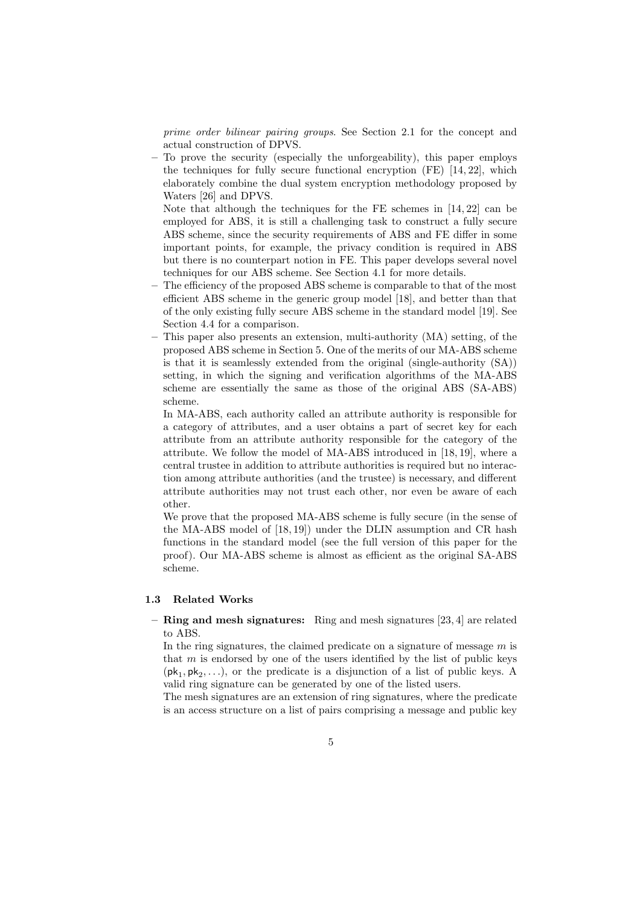*prime order bilinear pairing groups*. See Section 2.1 for the concept and actual construction of DPVS.

- To prove the security (especially the unforgeability), this paper employs the techniques for fully secure functional encryption (FE) [14, 22], which elaborately combine the dual system encryption methodology proposed by Waters [26] and DPVS.

  Note that although the techniques for the FE schemes in [14, 22] can be employed for ABS, it is still a challenging task to construct a fully secure ABS scheme, since the security requirements of ABS and FE differ in some important points, for example, the privacy condition is required in ABS but there is no counterpart notion in FE. This paper develops several novel techniques for our ABS scheme. See Section 4.1 for more details.
- The efficiency of the proposed ABS scheme is comparable to that of the most efficient ABS scheme in the generic group model [18], and better than that of the only existing fully secure ABS scheme in the standard model [19]. See Section 4.4 for a comparison.
- This paper also presents an extension, multi-authority (MA) setting, of the proposed ABS scheme in Section 5. One of the merits of our MA-ABS scheme is that it is seamlessly extended from the original (single-authority (SA)) setting, in which the signing and verification algorithms of the MA-ABS scheme are essentially the same as those of the original ABS (SA-ABS) scheme.

  In MA-ABS, each authority called an attribute authority is responsible for a category of attributes, and a user obtains a part of secret key for each attribute from an attribute authority responsible for the category of the attribute. We follow the model of MA-ABS introduced in [18, 19], where a central trustee in addition to attribute authorities is required but no interaction among attribute authorities (and the trustee) is necessary, and different attribute authorities may not trust each other, nor even be aware of each other.

  We prove that the proposed MA-ABS scheme is fully secure (in the sense of the MA-ABS model of [18, 19]) under the DLIN assumption and CR hash functions in the standard model (see the full version of this paper for the proof). Our MA-ABS scheme is almost as efficient as the original SA-ABS scheme.

### 1.3 Related Works

- **Ring and mesh signatures:** Ring and mesh signatures [23, 4] are related to ABS.

  In the ring signatures, the claimed predicate on a signature of message $m$ is that $m$ is endorsed by one of the users identified by the list of public keys $(\mathsf{pk}_1, \mathsf{pk}_2, \ldots)$, or the predicate is a disjunction of a list of public keys. A valid ring signature can be generated by one of the listed users.

  The mesh signatures are an extension of ring signatures, where the predicate is an access structure on a list of pairs comprising a message and public key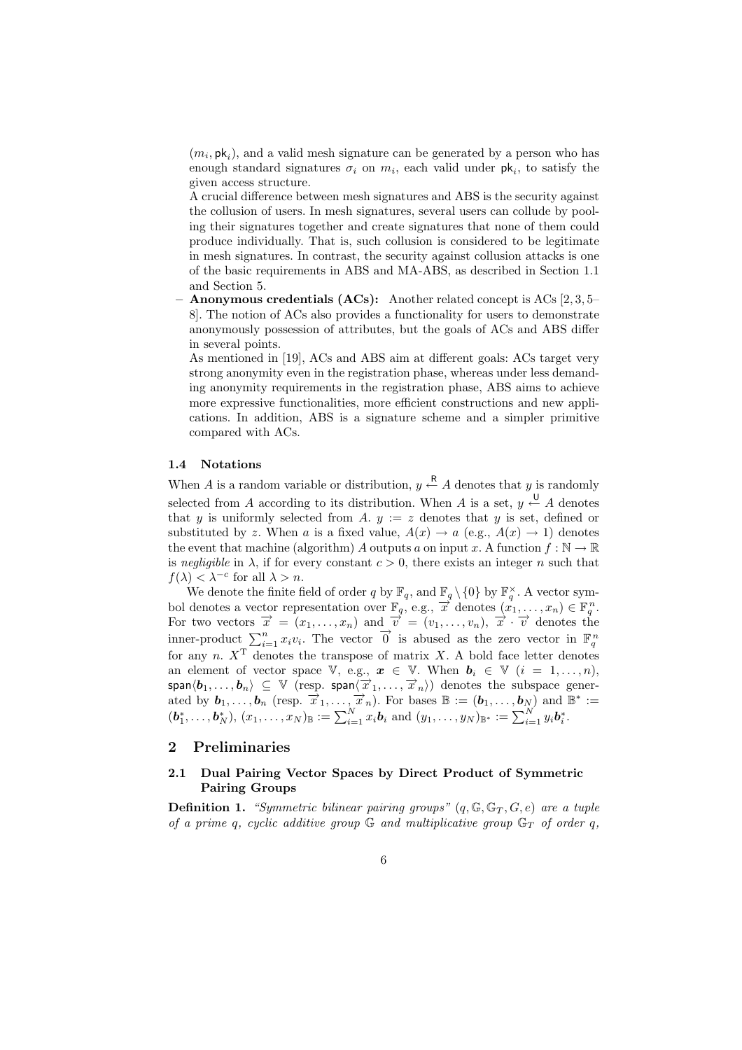$(m_i, \mathsf{pk}_i)$, and a valid mesh signature can be generated by a person who has enough standard signatures $\sigma_i$ on $m_i$, each valid under $\mathsf{pk}_i$, to satisfy the given access structure.

A crucial difference between mesh signatures and ABS is the security against the collusion of users. In mesh signatures, several users can collude by pooling their signatures together and create signatures that none of them could produce individually. That is, such collusion is considered to be legitimate in mesh signatures. In contrast, the security against collusion attacks is one of the basic requirements in ABS and MA-ABS, as described in Section 1.1 and Section 5.

– **Anonymous credentials (ACs):** Another related concept is ACs [2, 3, 5–8]. The notion of ACs also provides a functionality for users to demonstrate anonymously possession of attributes, but the goals of ACs and ABS differ in several points.

As mentioned in [19], ACs and ABS aim at different goals: ACs target very strong anonymity even in the registration phase, whereas under less demanding anonymity requirements in the registration phase, ABS aims to achieve more expressive functionalities, more efficient constructions and new applications. In addition, ABS is a signature scheme and a simpler primitive compared with ACs.

### 1.4 Notations

When $A$ is a random variable or distribution, $y \xleftarrow{\mathsf{R}} A$ denotes that $y$ is randomly selected from $A$ according to its distribution. When $A$ is a set, $y \xleftarrow{\mathsf{U}} A$ denotes that $y$ is uniformly selected from $A$. $y := z$ denotes that $y$ is set, defined or substituted by $z$. When $a$ is a fixed value, $A(x) \to a$ (e.g., $A(x) \to 1$) denotes the event that machine (algorithm) $A$ outputs $a$ on input $x$. A function $f : \mathbb{N} \to \mathbb{R}$ is *negligible* in $\lambda$, if for every constant $c > 0$, there exists an integer $n$ such that $f(\lambda) < \lambda^{-c}$ for all $\lambda > n$.

We denote the finite field of order $q$ by $\mathbb{F}_q$, and $\mathbb{F}_q \setminus \{0\}$ by $\mathbb{F}_q^{\times}$. A vector symbol denotes a vector representation over $\mathbb{F}_q$, e.g., $\vec{x}$ denotes $(x_1, \ldots, x_n) \in \mathbb{F}_q^n$. For two vectors $\vec{x} = (x_1, \ldots, x_n)$ and $\vec{v} = (v_1, \ldots, v_n)$, $\vec{x} \cdot \vec{v}$ denotes the inner-product $\sum_{i=1}^{n} x_i v_i$. The vector $\vec{0}$ is abused as the zero vector in $\mathbb{F}_q^n$ for any $n$. $X^{\mathrm{T}}$ denotes the transpose of matrix $X$. A bold face letter denotes an element of vector space $\mathbb{V}$, e.g., $\boldsymbol{x} \in \mathbb{V}$. When $\boldsymbol{b}_i \in \mathbb{V}$ $(i = 1, \ldots, n)$, $\mathsf{span}\langle \boldsymbol{b}_1, \ldots, \boldsymbol{b}_n \rangle \subseteq \mathbb{V}$ (resp. $\mathsf{span}\langle \vec{x}_1, \ldots, \vec{x}_n \rangle$) denotes the subspace generated by $\boldsymbol{b}_1, \ldots, \boldsymbol{b}_n$ (resp. $\vec{x}_1, \ldots, \vec{x}_n$). For bases $\mathbb{B} := (\boldsymbol{b}_1, \ldots, \boldsymbol{b}_N)$ and $\mathbb{B}^* := (\boldsymbol{b}_1^*, \ldots, \boldsymbol{b}_N^*)$, $(x_1, \ldots, x_N)_{\mathbb{B}} := \sum_{i=1}^{N} x_i \boldsymbol{b}_i$ and $(y_1, \ldots, y_N)_{\mathbb{B}^*} := \sum_{i=1}^{N} y_i \boldsymbol{b}_i^*$.

## 2 Preliminaries

### 2.1 Dual Pairing Vector Spaces by Direct Product of Symmetric Pairing Groups

**Definition 1.** *"Symmetric bilinear pairing groups" $(q, \mathbb{G}, \mathbb{G}_T, G, e)$ are a tuple of a prime $q$, cyclic additive group $\mathbb{G}$ and multiplicative group $\mathbb{G}_T$ of order $q$,*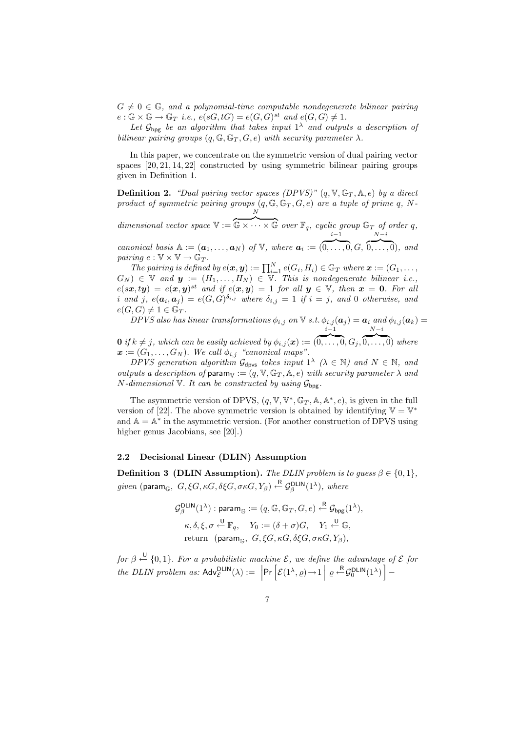$G \neq 0 \in \mathbb{G}$, *and a polynomial-time computable nondegenerate bilinear pairing* $e : \mathbb{G} \times \mathbb{G} \to \mathbb{G}_T$ *i.e.,* $e(sG, tG) = e(G, G)^{st}$ *and* $e(G, G) \neq 1$.

*Let* $\mathcal{G}_{\mathsf{bpg}}$ *be an algorithm that takes input* $1^\lambda$ *and outputs a description of bilinear pairing groups* $(q, \mathbb{G}, \mathbb{G}_T, G, e)$ *with security parameter* $\lambda$.

In this paper, we concentrate on the symmetric version of dual pairing vector spaces [20, 21, 14, 22] constructed by using symmetric bilinear pairing groups given in Definition 1.

**Definition 2.** *"Dual pairing vector spaces (DPVS)"* $(q, \mathbb{V}, \mathbb{G}_T, \mathbb{A}, e)$ *by a direct product of symmetric pairing groups* $(q, \mathbb{G}, \mathbb{G}_T, G, e)$ *are a tuple of prime* $q$, $N$*-dimensional vector space* $\mathbb{V} := \overbrace{\mathbb{G} \times \cdots \times \mathbb{G}}^{N}$ *over* $\mathbb{F}_q$, *cyclic group* $\mathbb{G}_T$ *of order* $q$, *canonical basis* $\mathbb{A} := (\boldsymbol{a}_1, \ldots, \boldsymbol{a}_N)$ *of* $\mathbb{V}$, *where* $\boldsymbol{a}_i := (\overbrace{0, \ldots, 0}^{i-1}, G, \overbrace{0, \ldots, 0}^{N-i})$, *and pairing* $e : \mathbb{V} \times \mathbb{V} \to \mathbb{G}_T$.

*The pairing is defined by* $e(\boldsymbol{x}, \boldsymbol{y}) := \prod_{i=1}^{N} e(G_i, H_i) \in \mathbb{G}_T$ *where* $\boldsymbol{x} := (G_1, \ldots, G_N) \in \mathbb{V}$ *and* $\boldsymbol{y} := (H_1, \ldots, H_N) \in \mathbb{V}$. *This is nondegenerate bilinear i.e.,* $e(s\boldsymbol{x}, t\boldsymbol{y}) = e(\boldsymbol{x}, \boldsymbol{y})^{st}$ *and if* $e(\boldsymbol{x}, \boldsymbol{y}) = 1$ *for all* $\boldsymbol{y} \in \mathbb{V}$, *then* $\boldsymbol{x} = \boldsymbol{0}$. *For all* $i$ *and* $j$, $e(\boldsymbol{a}_i, \boldsymbol{a}_j) = e(G, G)^{\delta_{i,j}}$ *where* $\delta_{i,j} = 1$ *if* $i = j$, *and* 0 *otherwise, and* $e(G, G) \neq 1 \in \mathbb{G}_T$.

*DPVS also has linear transformations* $\phi_{i,j}$ *on* $\mathbb{V}$ *s.t.* $\phi_{i,j}(\boldsymbol{a}_j) = \boldsymbol{a}_i$ *and* $\phi_{i,j}(\boldsymbol{a}_k) = \boldsymbol{0}$ *if* $k \neq j$, *which can be easily achieved by* $\phi_{i,j}(\boldsymbol{x}) := (\overbrace{0, \ldots, 0}^{i-1}, G_j, \overbrace{0, \ldots, 0}^{N-i})$ *where* $\boldsymbol{x} := (G_1, \ldots, G_N)$. *We call* $\phi_{i,j}$ *"canonical maps".*

*DPVS generation algorithm* $\mathcal{G}_{\mathsf{dpvs}}$ *takes input* $1^\lambda$ *(*$\lambda \in \mathbb{N}$*) and* $N \in \mathbb{N}$, *and outputs a description of* $\mathsf{param}_{\mathbb{V}} := (q, \mathbb{V}, \mathbb{G}_T, \mathbb{A}, e)$ *with security parameter* $\lambda$ *and* $N$*-dimensional* $\mathbb{V}$. *It can be constructed by using* $\mathcal{G}_{\mathsf{bpg}}$.

The asymmetric version of DPVS, $(q, \mathbb{V}, \mathbb{V}^*, \mathbb{G}_T, \mathbb{A}, \mathbb{A}^*, e)$, is given in the full version of [22]. The above symmetric version is obtained by identifying $\mathbb{V} = \mathbb{V}^*$ and $\mathbb{A} = \mathbb{A}^*$ in the asymmetric version. (For another construction of DPVS using higher genus Jacobians, see [20].)

### 2.2 Decisional Linear (DLIN) Assumption

**Definition 3 (DLIN Assumption).** *The DLIN problem is to guess* $\beta \in \{0, 1\}$, *given* $(\mathsf{param}_{\mathbb{G}},\ G, \xi G, \kappa G, \delta\xi G, \sigma\kappa G, Y_\beta) \xleftarrow{\mathsf{R}} \mathcal{G}_\beta^{\mathsf{DLIN}}(1^\lambda)$, *where*

$$\mathcal{G}_\beta^{\mathsf{DLIN}}(1^\lambda) : \mathsf{param}_{\mathbb{G}} := (q, \mathbb{G}, \mathbb{G}_T, G, e) \xleftarrow{\mathsf{R}} \mathcal{G}_{\mathsf{bpg}}(1^\lambda),$$
$$\kappa, \delta, \xi, \sigma \xleftarrow{\mathsf{U}} \mathbb{F}_q, \quad Y_0 := (\delta + \sigma)G, \quad Y_1 \xleftarrow{\mathsf{U}} \mathbb{G},$$
$$\text{return} \quad (\mathsf{param}_{\mathbb{G}},\ G, \xi G, \kappa G, \delta\xi G, \sigma\kappa G, Y_\beta),$$

*for* $\beta \xleftarrow{\mathsf{U}} \{0, 1\}$. *For a probabilistic machine* $\mathcal{E}$, *we define the advantage of* $\mathcal{E}$ *for the DLIN problem as:* $\mathsf{Adv}_{\mathcal{E}}^{\mathsf{DLIN}}(\lambda) := \left| \Pr\left[\mathcal{E}(1^\lambda, \varrho) \to 1 \,\middle|\, \varrho \xleftarrow{\mathsf{R}} \mathcal{G}_0^{\mathsf{DLIN}}(1^\lambda)\right] - \right.$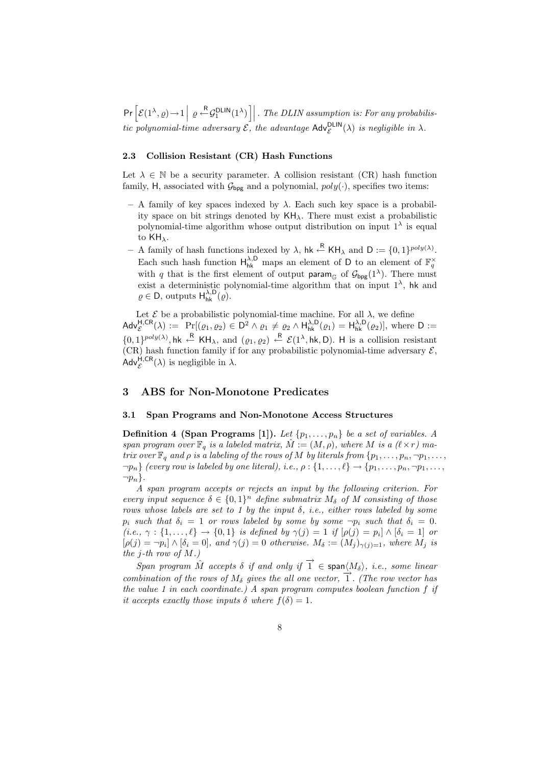$\mathsf{Pr}\left[\mathcal{E}(1^\lambda, \varrho) \to 1 \,\middle|\, \varrho \xleftarrow{\mathsf{R}} \mathcal{G}_1^{\mathsf{DLIN}}(1^\lambda)\right]\Big|$. *The DLIN assumption is: For any probabilistic polynomial-time adversary* $\mathcal{E}$*, the advantage* $\mathsf{Adv}_{\mathcal{E}}^{\mathsf{DLIN}}(\lambda)$ *is negligible in* $\lambda$.

### 2.3 Collision Resistant (CR) Hash Functions

Let $\lambda \in \mathbb{N}$ be a security parameter. A collision resistant (CR) hash function family, $\mathsf{H}$, associated with $\mathcal{G}_{\mathsf{bpg}}$ and a polynomial, $poly(\cdot)$, specifies two items:

- A family of key spaces indexed by $\lambda$. Each such key space is a probability space on bit strings denoted by $\mathsf{KH}_\lambda$. There must exist a probabilistic polynomial-time algorithm whose output distribution on input $1^\lambda$ is equal to $\mathsf{KH}_\lambda$.
- A family of hash functions indexed by $\lambda$, $\mathsf{hk} \xleftarrow{\mathsf{R}} \mathsf{KH}_\lambda$ and $\mathsf{D} := \{0,1\}^{poly(\lambda)}$. Each such hash function $\mathsf{H}_{\mathsf{hk}}^{\lambda,\mathsf{D}}$ maps an element of $\mathsf{D}$ to an element of $\mathbb{F}_q^\times$ with $q$ that is the first element of output $\mathsf{param}_{\mathbb{G}}$ of $\mathcal{G}_{\mathsf{bpg}}(1^\lambda)$. There must exist a deterministic polynomial-time algorithm that on input $1^\lambda$, $\mathsf{hk}$ and $\varrho \in \mathsf{D}$, outputs $\mathsf{H}_{\mathsf{hk}}^{\lambda,\mathsf{D}}(\varrho)$.

Let $\mathcal{E}$ be a probabilistic polynomial-time machine. For all $\lambda$, we define $\mathsf{Adv}_{\mathcal{E}}^{\mathsf{H},\mathsf{CR}}(\lambda) := \Pr[(\varrho_1, \varrho_2) \in \mathsf{D}^2 \wedge \varrho_1 \neq \varrho_2 \wedge \mathsf{H}_{\mathsf{hk}}^{\lambda,\mathsf{D}}(\varrho_1) = \mathsf{H}_{\mathsf{hk}}^{\lambda,\mathsf{D}}(\varrho_2)]$, where $\mathsf{D} := \{0,1\}^{poly(\lambda)}, \mathsf{hk} \xleftarrow{\mathsf{R}} \mathsf{KH}_\lambda$, and $(\varrho_1, \varrho_2) \xleftarrow{\mathsf{R}} \mathcal{E}(1^\lambda, \mathsf{hk}, \mathsf{D})$. $\mathsf{H}$ is a collision resistant (CR) hash function family if for any probabilistic polynomial-time adversary $\mathcal{E}$, $\mathsf{Adv}_{\mathcal{E}}^{\mathsf{H},\mathsf{CR}}(\lambda)$ is negligible in $\lambda$.

## 3 ABS for Non-Monotone Predicates

### 3.1 Span Programs and Non-Monotone Access Structures

**Definition 4 (Span Programs [1]).** *Let* $\{p_1, \ldots, p_n\}$ *be a set of variables. A span program over* $\mathbb{F}_q$ *is a labeled matrix,* $\hat{M} := (M, \rho)$*, where* $M$ *is a* $(\ell \times r)$ *matrix over* $\mathbb{F}_q$ *and* $\rho$ *is a labeling of the rows of* $M$ *by literals from* $\{p_1, \ldots, p_n, \neg p_1, \ldots, \neg p_n\}$ *(every row is labeled by one literal), i.e.,* $\rho : \{1, \ldots, \ell\} \to \{p_1, \ldots, p_n, \neg p_1, \ldots, \neg p_n\}$.

*A span program accepts or rejects an input by the following criterion. For every input sequence* $\delta \in \{0,1\}^n$ *define submatrix* $M_\delta$ *of* $M$ *consisting of those rows whose labels are set to 1 by the input* $\delta$*, i.e., either rows labeled by some* $p_i$ *such that* $\delta_i = 1$ *or rows labeled by some by some* $\neg p_i$ *such that* $\delta_i = 0$*. (i.e.,* $\gamma : \{1, \ldots, \ell\} \to \{0,1\}$ *is defined by* $\gamma(j) = 1$ *if* $[\rho(j) = p_i] \wedge [\delta_i = 1]$ *or* $[\rho(j) = \neg p_i] \wedge [\delta_i = 0]$*, and* $\gamma(j) = 0$ *otherwise.* $M_\delta := (M_j)_{\gamma(j)=1}$*, where* $M_j$ *is the* $j$*-th row of* $M$*.)*

*Span program* $\hat{M}$ *accepts* $\delta$ *if and only if* $\overrightarrow{1} \in \mathsf{span}\langle M_\delta \rangle$*, i.e., some linear combination of the rows of* $M_\delta$ *gives the all one vector,* $\overrightarrow{1}$*. (The row vector has the value 1 in each coordinate.) A span program computes boolean function* $f$ *if it accepts exactly those inputs* $\delta$ *where* $f(\delta) = 1$.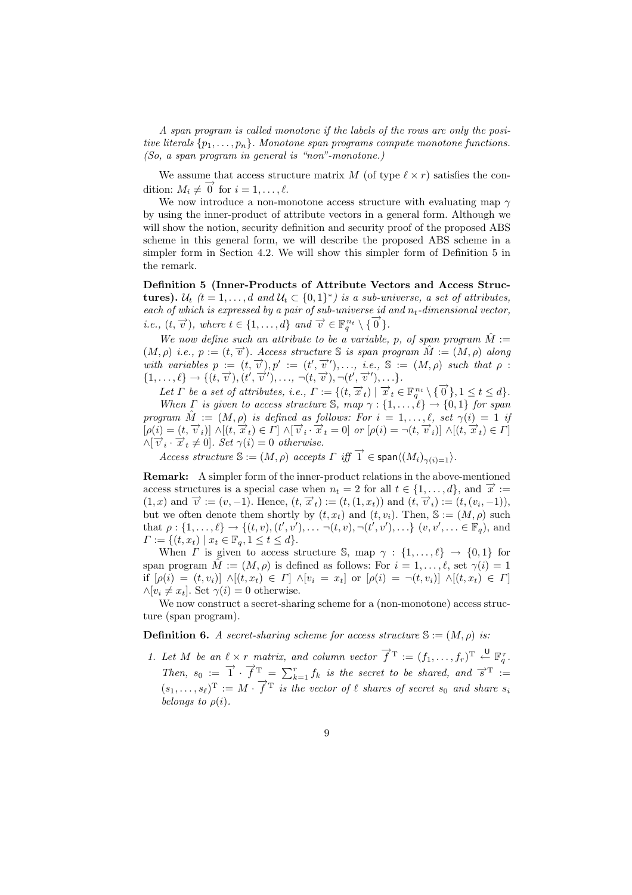*A span program is called monotone if the labels of the rows are only the positive literals $\{p_1, \ldots, p_n\}$. Monotone span programs compute monotone functions. (So, a span program in general is "non"-monotone.)*

We assume that access structure matrix $M$ (of type $\ell \times r$) satisfies the condition: $M_i \neq \overrightarrow{0}$ for $i = 1, \ldots, \ell$.

We now introduce a non-monotone access structure with evaluating map $\gamma$ by using the inner-product of attribute vectors in a general form. Although we will show the notion, security definition and security proof of the proposed ABS scheme in this general form, we will describe the proposed ABS scheme in a simpler form in Section 4.2. We will show this simpler form of Definition 5 in the remark.

**Definition 5 (Inner-Products of Attribute Vectors and Access Structures).** *$\mathcal{U}_t$ ($t = 1, \ldots, d$ and $\mathcal{U}_t \subset \{0,1\}^*$) is a sub-universe, a set of attributes, each of which is expressed by a pair of sub-universe id and $n_t$-dimensional vector, i.e., $(t, \overrightarrow{v})$, where $t \in \{1, \ldots, d\}$ and $\overrightarrow{v} \in \mathbb{F}_q^{n_t} \setminus \{\overrightarrow{0}\}$.*

*We now define such an attribute to be a variable, $p$, of span program $\hat{M} := (M, \rho)$ i.e., $p := (t, \overrightarrow{v})$. Access structure $\mathbb{S}$ is span program $\hat{M} := (M, \rho)$ along with variables $p := (t, \overrightarrow{v}), p' := (t', \overrightarrow{v}'), \ldots$, i.e., $\mathbb{S} := (M, \rho)$ such that $\rho : \{1, \ldots, \ell\} \to \{(t, \overrightarrow{v}), (t', \overrightarrow{v}'), \ldots, \neg(t, \overrightarrow{v}), \neg(t', \overrightarrow{v}'), \ldots\}$.*

*Let $\Gamma$ be a set of attributes, i.e., $\Gamma := \{(t, \overrightarrow{x}_t) \mid \overrightarrow{x}_t \in \mathbb{F}_q^{n_t} \setminus \{\overrightarrow{0}\}, 1 \le t \le d\}$.*

*When $\Gamma$ is given to access structure $\mathbb{S}$, map $\gamma : \{1, \ldots, \ell\} \to \{0,1\}$ for span program $\hat{M} := (M, \rho)$ is defined as follows: For $i = 1, \ldots, \ell$, set $\gamma(i) = 1$ if $[\rho(i) = (t, \overrightarrow{v}_i)] \wedge [(t, \overrightarrow{x}_t) \in \Gamma] \wedge [\overrightarrow{v}_i \cdot \overrightarrow{x}_t = 0]$ or $[\rho(i) = \neg(t, \overrightarrow{v}_i)] \wedge [(t, \overrightarrow{x}_t) \in \Gamma] \wedge [\overrightarrow{v}_i \cdot \overrightarrow{x}_t \neq 0]$. Set $\gamma(i) = 0$ otherwise.*

*Access structure $\mathbb{S} := (M, \rho)$ accepts $\Gamma$ iff $\overrightarrow{1} \in \mathsf{span}\langle (M_i)_{\gamma(i)=1} \rangle$.*

**Remark:** A simpler form of the inner-product relations in the above-mentioned access structures is a special case when $n_t = 2$ for all $t \in \{1, \ldots, d\}$, and $\overrightarrow{x} := (1, x)$ and $\overrightarrow{v} := (v, -1)$. Hence, $(t, \overrightarrow{x}_t) := (t, (1, x_t))$ and $(t, \overrightarrow{v}_i) := (t, (v_i, -1))$, but we often denote them shortly by $(t, x_t)$ and $(t, v_i)$. Then, $\mathbb{S} := (M, \rho)$ such that $\rho : \{1, \ldots, \ell\} \to \{(t, v), (t', v'), \ldots \neg(t, v), \neg(t', v'), \ldots\}$ $(v, v', \ldots \in \mathbb{F}_q)$, and $\Gamma := \{(t, x_t) \mid x_t \in \mathbb{F}_q, 1 \le t \le d\}$.

When $\Gamma$ is given to access structure $\mathbb{S}$, map $\gamma : \{1, \ldots, \ell\} \to \{0,1\}$ for span program $\hat{M} := (M, \rho)$ is defined as follows: For $i = 1, \ldots, \ell$, set $\gamma(i) = 1$ if $[\rho(i) = (t, v_i)] \wedge [(t, x_t) \in \Gamma] \wedge [v_i = x_t]$ or $[\rho(i) = \neg(t, v_i)] \wedge [(t, x_t) \in \Gamma] \wedge [v_i \neq x_t]$. Set $\gamma(i) = 0$ otherwise.

We now construct a secret-sharing scheme for a (non-monotone) access structure (span program).

**Definition 6.** *A secret-sharing scheme for access structure $\mathbb{S} := (M, \rho)$ is:*

1. *Let $M$ be an $\ell \times r$ matrix, and column vector $\overrightarrow{f}^{\mathrm{T}} := (f_1, \ldots, f_r)^{\mathrm{T}} \xleftarrow{\mathsf{U}} \mathbb{F}_q^r$. Then, $s_0 := \overrightarrow{1} \cdot \overrightarrow{f}^{\mathrm{T}} = \sum_{k=1}^{r} f_k$ is the secret to be shared, and $\overrightarrow{s}^{\mathrm{T}} := (s_1, \ldots, s_\ell)^{\mathrm{T}} := M \cdot \overrightarrow{f}^{\mathrm{T}}$ is the vector of $\ell$ shares of secret $s_0$ and share $s_i$ belongs to $\rho(i)$.*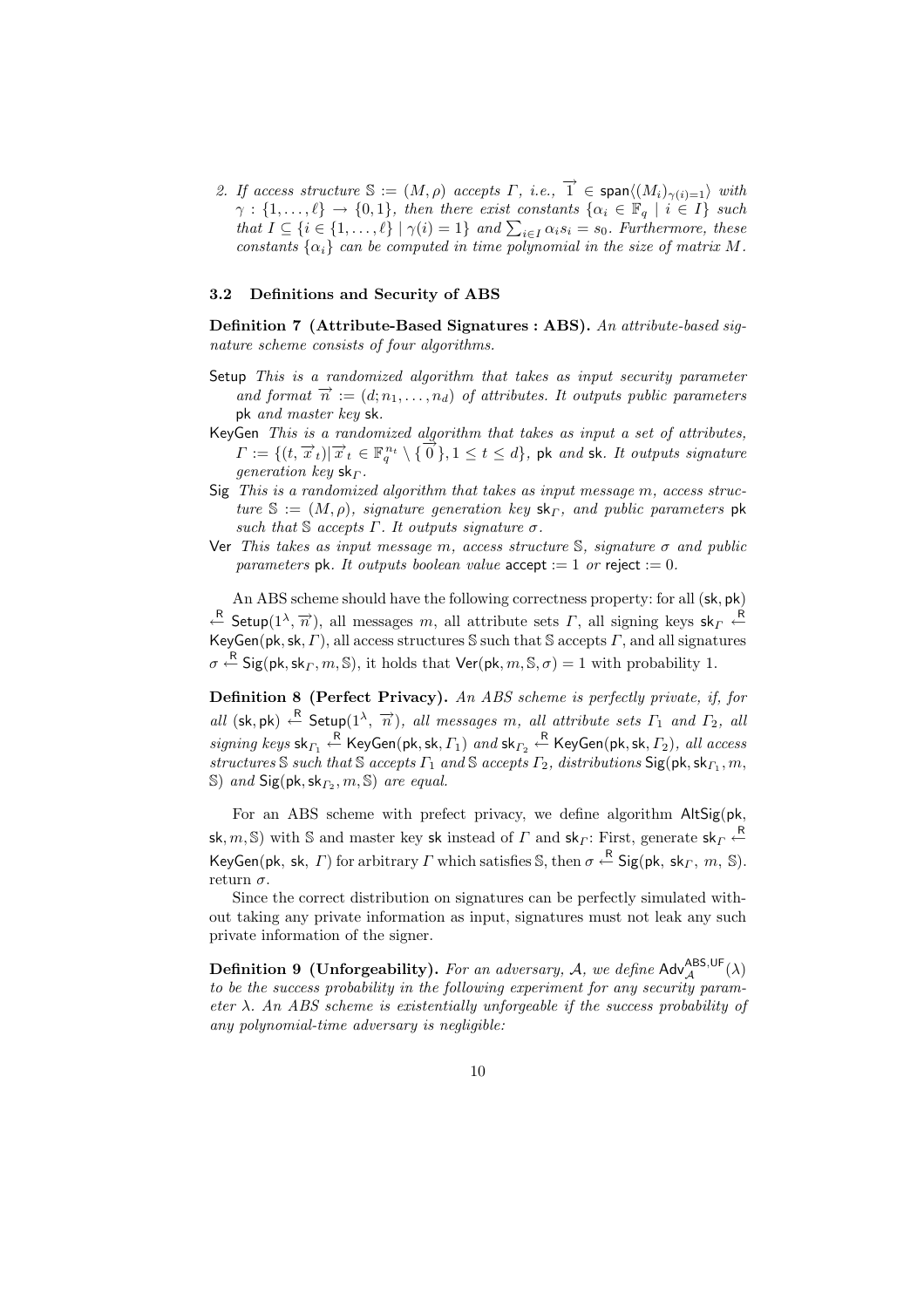2. *If access structure* $\mathbb{S} := (M, \rho)$ *accepts* $\Gamma$, *i.e.,* $\overrightarrow{1} \in \mathsf{span}\langle (M_i)_{\gamma(i)=1} \rangle$ *with* $\gamma : \{1, \ldots, \ell\} \to \{0, 1\}$, *then there exist constants* $\{\alpha_i \in \mathbb{F}_q \mid i \in I\}$ *such that* $I \subseteq \{i \in \{1, \ldots, \ell\} \mid \gamma(i) = 1\}$ *and* $\sum_{i \in I} \alpha_i s_i = s_0$. *Furthermore, these constants* $\{\alpha_i\}$ *can be computed in time polynomial in the size of matrix* $M$.

### 3.2 Definitions and Security of ABS

**Definition 7 (Attribute-Based Signatures : ABS).** *An attribute-based signature scheme consists of four algorithms.*

- $\mathsf{Setup}$ *This is a randomized algorithm that takes as input security parameter and format* $\overrightarrow{n} := (d; n_1, \ldots, n_d)$ *of attributes. It outputs public parameters* $\mathsf{pk}$ *and master key* $\mathsf{sk}$.
- $\mathsf{KeyGen}$ *This is a randomized algorithm that takes as input a set of attributes,* $\Gamma := \{(t, \overrightarrow{x}_t) | \overrightarrow{x}_t \in \mathbb{F}_q^{n_t} \setminus \{\overrightarrow{0}\}, 1 \le t \le d\}$, $\mathsf{pk}$ *and* $\mathsf{sk}$. *It outputs signature generation key* $\mathsf{sk}_\Gamma$.
- $\mathsf{Sig}$ *This is a randomized algorithm that takes as input message* $m$, *access structure* $\mathbb{S} := (M, \rho)$, *signature generation key* $\mathsf{sk}_\Gamma$, *and public parameters* $\mathsf{pk}$ *such that* $\mathbb{S}$ *accepts* $\Gamma$. *It outputs signature* $\sigma$.
- $\mathsf{Ver}$ *This takes as input message* $m$, *access structure* $\mathbb{S}$, *signature* $\sigma$ *and public parameters* $\mathsf{pk}$. *It outputs boolean value* $\mathsf{accept} := 1$ *or* $\mathsf{reject} := 0$.

An ABS scheme should have the following correctness property: for all $(\mathsf{sk}, \mathsf{pk}) \xleftarrow{\mathsf{R}} \mathsf{Setup}(1^\lambda, \overrightarrow{n})$, all messages $m$, all attribute sets $\Gamma$, all signing keys $\mathsf{sk}_\Gamma \xleftarrow{\mathsf{R}} \mathsf{KeyGen}(\mathsf{pk}, \mathsf{sk}, \Gamma)$, all access structures $\mathbb{S}$ such that $\mathbb{S}$ accepts $\Gamma$, and all signatures $\sigma \xleftarrow{\mathsf{R}} \mathsf{Sig}(\mathsf{pk}, \mathsf{sk}_\Gamma, m, \mathbb{S})$, it holds that $\mathsf{Ver}(\mathsf{pk}, m, \mathbb{S}, \sigma) = 1$ with probability 1.

**Definition 8 (Perfect Privacy).** *An ABS scheme is perfectly private, if, for all* $(\mathsf{sk}, \mathsf{pk}) \xleftarrow{\mathsf{R}} \mathsf{Setup}(1^\lambda, \overrightarrow{n})$, *all messages* $m$, *all attribute sets* $\Gamma_1$ *and* $\Gamma_2$, *all signing keys* $\mathsf{sk}_{\Gamma_1} \xleftarrow{\mathsf{R}} \mathsf{KeyGen}(\mathsf{pk}, \mathsf{sk}, \Gamma_1)$ *and* $\mathsf{sk}_{\Gamma_2} \xleftarrow{\mathsf{R}} \mathsf{KeyGen}(\mathsf{pk}, \mathsf{sk}, \Gamma_2)$, *all access structures* $\mathbb{S}$ *such that* $\mathbb{S}$ *accepts* $\Gamma_1$ *and* $\mathbb{S}$ *accepts* $\Gamma_2$, *distributions* $\mathsf{Sig}(\mathsf{pk}, \mathsf{sk}_{\Gamma_1}, m, \mathbb{S})$ *and* $\mathsf{Sig}(\mathsf{pk}, \mathsf{sk}_{\Gamma_2}, m, \mathbb{S})$ *are equal.*

For an ABS scheme with prefect privacy, we define algorithm $\mathsf{AltSig}(\mathsf{pk}, \mathsf{sk}, m, \mathbb{S})$ with $\mathbb{S}$ and master key $\mathsf{sk}$ instead of $\Gamma$ and $\mathsf{sk}_\Gamma$: First, generate $\mathsf{sk}_\Gamma \xleftarrow{\mathsf{R}} \mathsf{KeyGen}(\mathsf{pk}, \mathsf{sk}, \Gamma)$ for arbitrary $\Gamma$ which satisfies $\mathbb{S}$, then $\sigma \xleftarrow{\mathsf{R}} \mathsf{Sig}(\mathsf{pk}, \mathsf{sk}_\Gamma, m, \mathbb{S})$. return $\sigma$.

Since the correct distribution on signatures can be perfectly simulated without taking any private information as input, signatures must not leak any such private information of the signer.

**Definition 9 (Unforgeability).** *For an adversary,* $\mathcal{A}$, *we define* $\mathsf{Adv}_{\mathcal{A}}^{\mathsf{ABS,UF}}(\lambda)$ *to be the success probability in the following experiment for any security parameter* $\lambda$. *An ABS scheme is existentially unforgeable if the success probability of any polynomial-time adversary is negligible:*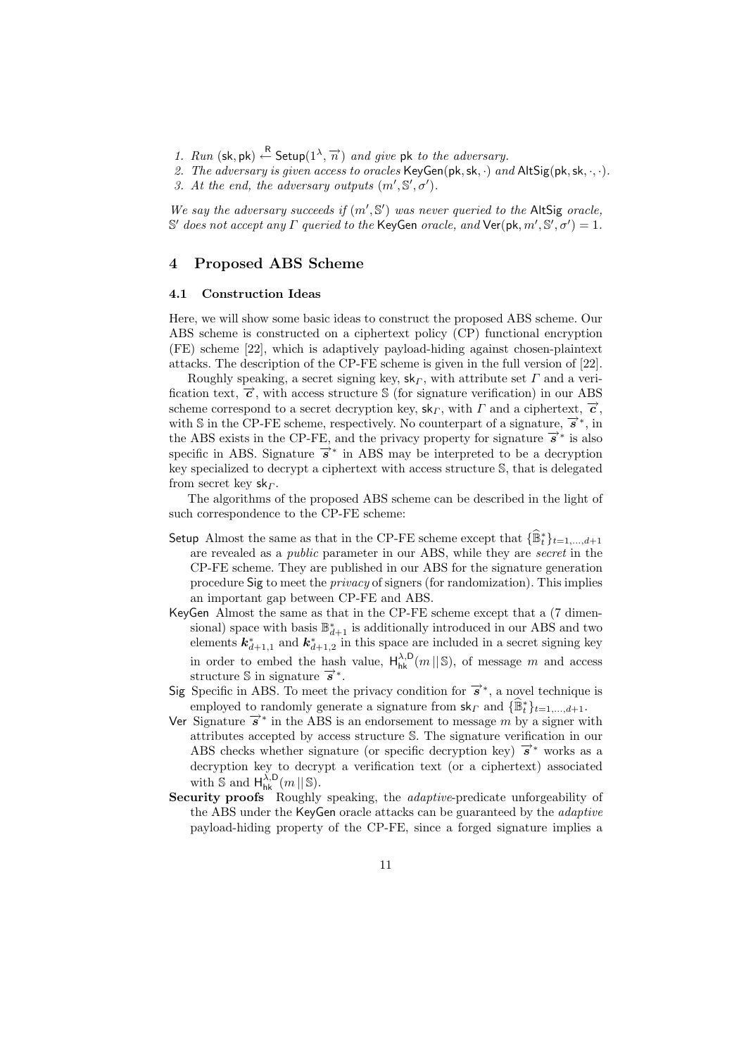1. *Run* $(\mathsf{sk}, \mathsf{pk}) \xleftarrow{\mathsf{R}} \mathsf{Setup}(1^\lambda, \vec{n})$ *and give* $\mathsf{pk}$ *to the adversary.*
2. *The adversary is given access to oracles* $\mathsf{KeyGen}(\mathsf{pk}, \mathsf{sk}, \cdot)$ *and* $\mathsf{AltSig}(\mathsf{pk}, \mathsf{sk}, \cdot, \cdot)$.
3. *At the end, the adversary outputs* $(m', \mathbb{S}', \sigma')$.

*We say the adversary succeeds if* $(m', \mathbb{S}')$ *was never queried to the* $\mathsf{AltSig}$ *oracle,* $\mathbb{S}'$ *does not accept any* $\Gamma$ *queried to the* $\mathsf{KeyGen}$ *oracle, and* $\mathsf{Ver}(\mathsf{pk}, m', \mathbb{S}', \sigma') = 1$.

## 4 Proposed ABS Scheme

### 4.1 Construction Ideas

Here, we will show some basic ideas to construct the proposed ABS scheme. Our ABS scheme is constructed on a ciphertext policy (CP) functional encryption (FE) scheme [22], which is adaptively payload-hiding against chosen-plaintext attacks. The description of the CP-FE scheme is given in the full version of [22].

Roughly speaking, a secret signing key, $\mathsf{sk}_\Gamma$, with attribute set $\Gamma$ and a verification text, $\vec{c}$, with access structure $\mathbb{S}$ (for signature verification) in our ABS scheme correspond to a secret decryption key, $\mathsf{sk}_\Gamma$, with $\Gamma$ and a ciphertext, $\vec{c}$, with $\mathbb{S}$ in the CP-FE scheme, respectively. No counterpart of a signature, $\vec{s}^*$, in the ABS exists in the CP-FE, and the privacy property for signature $\vec{s}^*$ is also specific in ABS. Signature $\vec{s}^*$ in ABS may be interpreted to be a decryption key specialized to decrypt a ciphertext with access structure $\mathbb{S}$, that is delegated from secret key $\mathsf{sk}_\Gamma$.

The algorithms of the proposed ABS scheme can be described in the light of such correspondence to the CP-FE scheme:

- $\mathsf{Setup}$ Almost the same as that in the CP-FE scheme except that $\{\widehat{\mathbb{B}}^*_t\}_{t=1,\dots,d+1}$ are revealed as a *public* parameter in our ABS, while they are *secret* in the CP-FE scheme. They are published in our ABS for the signature generation procedure $\mathsf{Sig}$ to meet the *privacy* of signers (for randomization). This implies an important gap between CP-FE and ABS.
- $\mathsf{KeyGen}$ Almost the same as that in the CP-FE scheme except that a (7 dimensional) space with basis $\mathbb{B}^*_{d+1}$ is additionally introduced in our ABS and two elements $\boldsymbol{k}^*_{d+1,1}$ and $\boldsymbol{k}^*_{d+1,2}$ in this space are included in a secret signing key in order to embed the hash value, $\mathsf{H}^{\lambda,\mathsf{D}}_{\mathsf{hk}}(m \,||\, \mathbb{S})$, of message $m$ and access structure $\mathbb{S}$ in signature $\vec{s}^*$.
- $\mathsf{Sig}$ Specific in ABS. To meet the privacy condition for $\vec{s}^*$, a novel technique is employed to randomly generate a signature from $\mathsf{sk}_\Gamma$ and $\{\widehat{\mathbb{B}}^*_t\}_{t=1,\dots,d+1}$.
- $\mathsf{Ver}$ Signature $\vec{s}^*$ in the ABS is an endorsement to message $m$ by a signer with attributes accepted by access structure $\mathbb{S}$. The signature verification in our ABS checks whether signature (or specific decryption key) $\vec{s}^*$ works as a decryption key to decrypt a verification text (or a ciphertext) associated with $\mathbb{S}$ and $\mathsf{H}^{\lambda,\mathsf{D}}_{\mathsf{hk}}(m \,||\, \mathbb{S})$.
- **Security proofs** Roughly speaking, the *adaptive*-predicate unforgeability of the ABS under the $\mathsf{KeyGen}$ oracle attacks can be guaranteed by the *adaptive* payload-hiding property of the CP-FE, since a forged signature implies a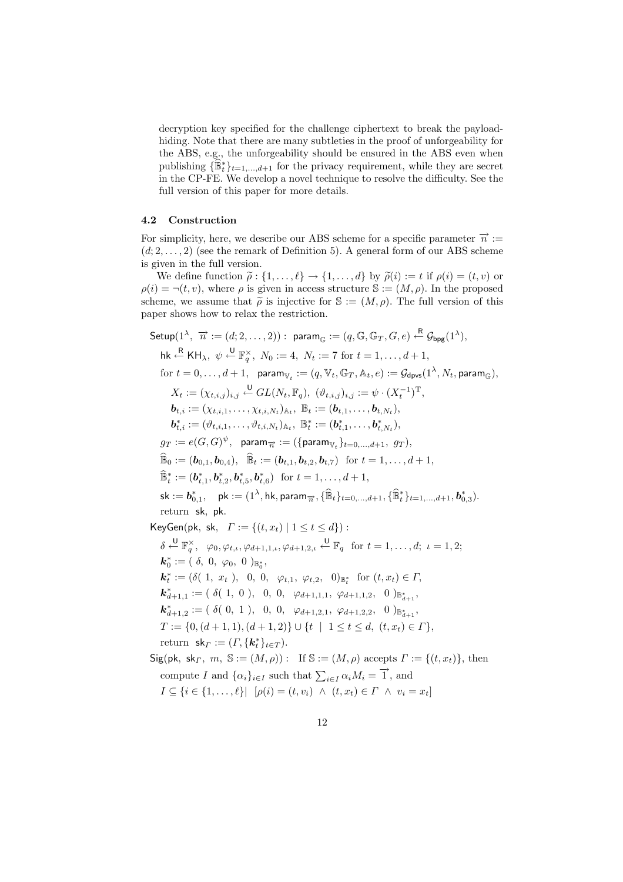decryption key specified for the challenge ciphertext to break the payload-hiding. Note that there are many subtleties in the proof of unforgeability for the ABS, e.g., the unforgeability should be ensured in the ABS even when publishing $\{\widehat{\mathbb{B}}^*_t\}_{t=1,\ldots,d+1}$ for the privacy requirement, while they are secret in the CP-FE. We develop a novel technique to resolve the difficulty. See the full version of this paper for more details.

### 4.2 Construction

For simplicity, here, we describe our ABS scheme for a specific parameter $\vec{n} := (d; 2, \ldots, 2)$ (see the remark of Definition 5). A general form of our ABS scheme is given in the full version.

We define function $\widetilde{\rho} : \{1, \ldots, \ell\} \to \{1, \ldots, d\}$ by $\widetilde{\rho}(i) := t$ if $\rho(i) = (t, v)$ or $\rho(i) = \neg(t, v)$, where $\rho$ is given in access structure $\mathbb{S} := (M, \rho)$. In the proposed scheme, we assume that $\widetilde{\rho}$ is injective for $\mathbb{S} := (M, \rho)$. The full version of this paper shows how to relax the restriction.

$$
\begin{aligned}
&\mathsf{Setup}(1^\lambda,\ \vec{n} := (d; 2, \ldots, 2)) :\ \mathsf{param}_{\mathbb{G}} := (q, \mathbb{G}, \mathbb{G}_T, G, e) \xleftarrow{\mathsf{R}} \mathcal{G}_{\mathsf{bpg}}(1^\lambda),\\
&\quad \mathsf{hk} \xleftarrow{\mathsf{R}} \mathsf{KH}_\lambda,\ \psi \xleftarrow{\mathsf{U}} \mathbb{F}_q^\times,\ N_0 := 4,\ N_t := 7 \text{ for } t = 1, \ldots, d+1,\\
&\quad \text{for } t = 0, \ldots, d+1,\ \ \mathsf{param}_{\mathbb{V}_t} := (q, \mathbb{V}_t, \mathbb{G}_T, \mathbb{A}_t, e) := \mathcal{G}_{\mathsf{dpvs}}(1^\lambda, N_t, \mathsf{param}_{\mathbb{G}}),\\
&\qquad X_t := (\chi_{t,i,j})_{i,j} \xleftarrow{\mathsf{U}} GL(N_t, \mathbb{F}_q),\ (\vartheta_{t,i,j})_{i,j} := \psi \cdot (X_t^{-1})^{\mathrm{T}},\\
&\qquad \boldsymbol{b}_{t,i} := (\chi_{t,i,1}, \ldots, \chi_{t,i,N_t})_{\mathbb{A}_t},\ \mathbb{B}_t := (\boldsymbol{b}_{t,1}, \ldots, \boldsymbol{b}_{t,N_t}),\\
&\qquad \boldsymbol{b}^*_{t,i} := (\vartheta_{t,i,1}, \ldots, \vartheta_{t,i,N_t})_{\mathbb{A}_t},\ \mathbb{B}^*_t := (\boldsymbol{b}^*_{t,1}, \ldots, \boldsymbol{b}^*_{t,N_t}),\\
&\quad g_T := e(G, G)^\psi,\ \ \mathsf{param}_{\vec{n}} := (\{\mathsf{param}_{\mathbb{V}_t}\}_{t=0,\ldots,d+1},\ g_T),\\
&\quad \widehat{\mathbb{B}}_0 := (\boldsymbol{b}_{0,1}, \boldsymbol{b}_{0,4}),\ \ \widehat{\mathbb{B}}_t := (\boldsymbol{b}_{t,1}, \boldsymbol{b}_{t,2}, \boldsymbol{b}_{t,7}) \ \text{ for } t = 1, \ldots, d+1,\\
&\quad \widehat{\mathbb{B}}^*_t := (\boldsymbol{b}^*_{t,1}, \boldsymbol{b}^*_{t,2}, \boldsymbol{b}^*_{t,5}, \boldsymbol{b}^*_{t,6}) \ \text{ for } t = 1, \ldots, d+1,\\
&\quad \mathsf{sk} := \boldsymbol{b}^*_{0,1},\quad \mathsf{pk} := (1^\lambda, \mathsf{hk}, \mathsf{param}_{\vec{n}}, \{\widehat{\mathbb{B}}_t\}_{t=0,\ldots,d+1}, \{\widehat{\mathbb{B}}^*_t\}_{t=1,\ldots,d+1}, \boldsymbol{b}^*_{0,3}).\\
&\quad \text{return } \ \mathsf{sk},\ \mathsf{pk}.
\end{aligned}
$$

$$
\begin{aligned}
&\mathsf{KeyGen}(\mathsf{pk},\ \mathsf{sk},\ \ \Gamma := \{(t, x_t) \mid 1 \le t \le d\}) :\\
&\quad \delta \xleftarrow{\mathsf{U}} \mathbb{F}_q^\times,\ \ \varphi_0, \varphi_{t,\iota}, \varphi_{d+1,1,\iota}, \varphi_{d+1,2,\iota} \xleftarrow{\mathsf{U}} \mathbb{F}_q \ \text{ for } t = 1, \ldots, d;\ \iota = 1, 2;\\
&\quad \boldsymbol{k}^*_0 := (\ \delta,\ 0,\ \varphi_0,\ 0\ )_{\mathbb{B}^*_0},\\
&\quad \boldsymbol{k}^*_t := (\delta(\ 1,\ x_t\ ),\ \ 0,\ 0,\ \ \varphi_{t,1},\ \varphi_{t,2},\ \ 0)_{\mathbb{B}^*_t} \ \text{ for } (t, x_t) \in \Gamma,\\
&\quad \boldsymbol{k}^*_{d+1,1} := (\ \delta(\ 1,\ 0\ ),\ \ 0,\ 0,\ \ \varphi_{d+1,1,1},\ \varphi_{d+1,1,2},\ \ 0\ )_{\mathbb{B}^*_{d+1}},\\
&\quad \boldsymbol{k}^*_{d+1,2} := (\ \delta(\ 0,\ 1\ ),\ \ 0,\ 0,\ \ \varphi_{d+1,2,1},\ \varphi_{d+1,2,2},\ \ 0\ )_{\mathbb{B}^*_{d+1}},\\
&\quad T := \{0, (d+1, 1), (d+1, 2)\} \cup \{t \ \mid\ 1 \le t \le d,\ (t, x_t) \in \Gamma\},\\
&\quad \text{return } \ \mathsf{sk}_\Gamma := (\Gamma, \{\boldsymbol{k}^*_t\}_{t \in T}).
\end{aligned}
$$

$$
\begin{aligned}
&\mathsf{Sig}(\mathsf{pk},\ \mathsf{sk}_\Gamma,\ m,\ \mathbb{S} := (M, \rho)) :\ \ \text{If } \mathbb{S} := (M, \rho) \text{ accepts } \Gamma := \{(t, x_t)\}, \text{ then}\\
&\quad \text{compute } I \text{ and } \{\alpha_i\}_{i \in I} \text{ such that } \textstyle\sum_{i \in I} \alpha_i M_i = \vec{1}, \text{ and}\\
&\quad I \subseteq \{i \in \{1, \ldots, \ell\} \mid\ [\rho(i) = (t, v_i)\ \wedge\ (t, x_t) \in \Gamma\ \wedge\ v_i = x_t]
\end{aligned}
$$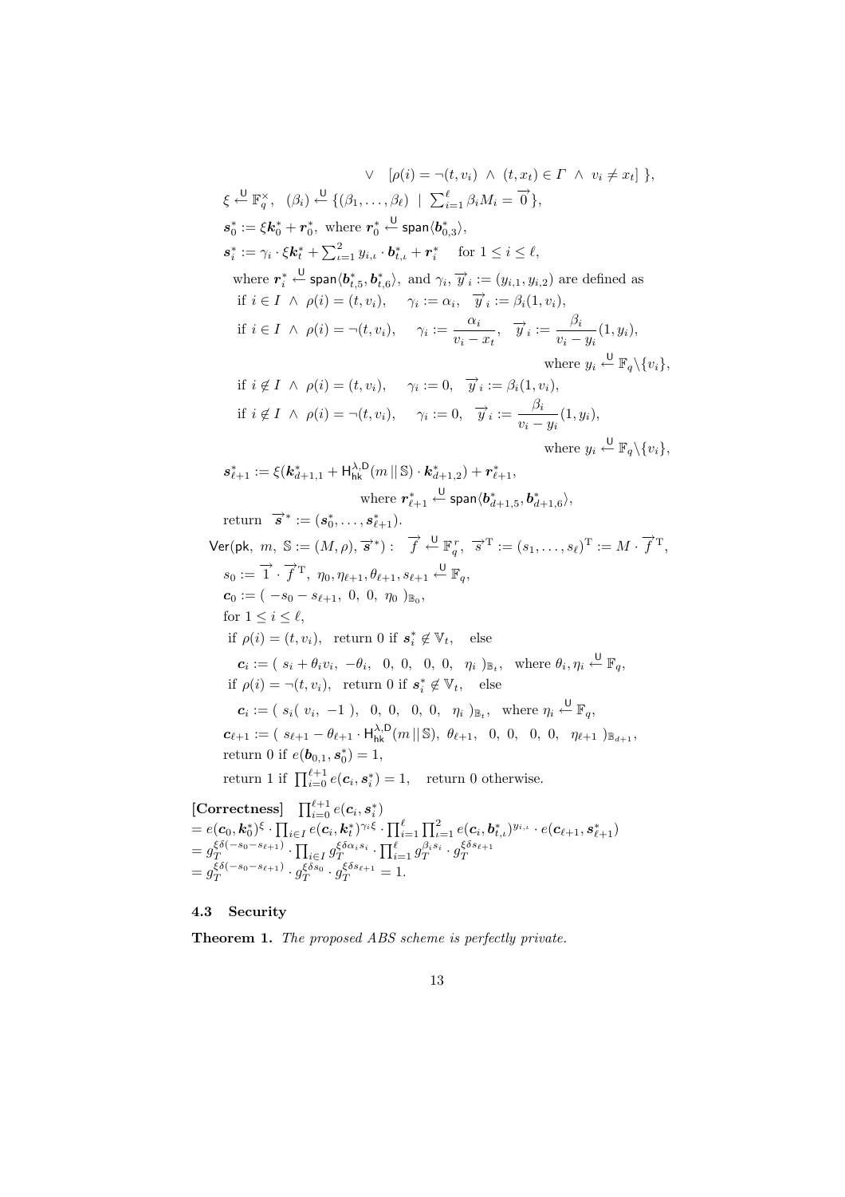$$\vee \quad [\rho(i) = \neg(t, v_i) \ \wedge \ (t, x_t) \in \Gamma \ \wedge \ v_i \neq x_t] \ \},$$

$\xi \xleftarrow{\mathsf{U}} \mathbb{F}_q^\times, \ \ (\beta_i) \xleftarrow{\mathsf{U}} \{(\beta_1, \ldots, \beta_\ell) \ \mid \ \sum_{i=1}^{\ell} \beta_i M_i = \overrightarrow{0}\},$

$\boldsymbol{s}_0^* := \xi \boldsymbol{k}_0^* + \boldsymbol{r}_0^*, \ \text{ where } \boldsymbol{r}_0^* \xleftarrow{\mathsf{U}} \mathsf{span}\langle \boldsymbol{b}_{0,3}^* \rangle,$

$\boldsymbol{s}_i^* := \gamma_i \cdot \xi \boldsymbol{k}_t^* + \sum_{\iota=1}^{2} y_{i,\iota} \cdot \boldsymbol{b}_{t,\iota}^* + \boldsymbol{r}_i^* \quad \text{ for } 1 \le i \le \ell,$

where $\boldsymbol{r}_i^* \xleftarrow{\mathsf{U}} \mathsf{span}\langle \boldsymbol{b}_{t,5}^*, \boldsymbol{b}_{t,6}^* \rangle$, and $\gamma_i, \overrightarrow{y}_i := (y_{i,1}, y_{i,2})$ are defined as

if $i \in I \ \wedge \ \rho(i) = (t, v_i), \quad \gamma_i := \alpha_i, \quad \overrightarrow{y}_i := \beta_i(1, v_i),$

if $i \in I \ \wedge \ \rho(i) = \neg(t, v_i), \quad \gamma_i := \dfrac{\alpha_i}{v_i - x_t}, \quad \overrightarrow{y}_i := \dfrac{\beta_i}{v_i - y_i}(1, y_i),$ where $y_i \xleftarrow{\mathsf{U}} \mathbb{F}_q \backslash \{v_i\}$,

if $i \notin I \ \wedge \ \rho(i) = (t, v_i), \quad \gamma_i := 0, \quad \overrightarrow{y}_i := \beta_i(1, v_i),$

if $i \notin I \ \wedge \ \rho(i) = \neg(t, v_i), \quad \gamma_i := 0, \quad \overrightarrow{y}_i := \dfrac{\beta_i}{v_i - y_i}(1, y_i),$ where $y_i \xleftarrow{\mathsf{U}} \mathbb{F}_q \backslash \{v_i\}$,

$\boldsymbol{s}_{\ell+1}^* := \xi(\boldsymbol{k}_{d+1,1}^* + \mathsf{H}_{\mathsf{hk}}^{\lambda,\mathsf{D}}(m \,||\, \mathbb{S}) \cdot \boldsymbol{k}_{d+1,2}^*) + \boldsymbol{r}_{\ell+1}^*,$ where $\boldsymbol{r}_{\ell+1}^* \xleftarrow{\mathsf{U}} \mathsf{span}\langle \boldsymbol{b}_{d+1,5}^*, \boldsymbol{b}_{d+1,6}^* \rangle$,

return $\ \overrightarrow{\boldsymbol{s}}^* := (\boldsymbol{s}_0^*, \ldots, \boldsymbol{s}_{\ell+1}^*)$.

$\mathsf{Ver}(\mathsf{pk}, \ m, \ \mathbb{S} := (M, \rho), \overrightarrow{\boldsymbol{s}}^*): \quad \overrightarrow{f} \xleftarrow{\mathsf{U}} \mathbb{F}_q^r, \ \ \overrightarrow{s}^{\mathrm{T}} := (s_1, \ldots, s_\ell)^{\mathrm{T}} := M \cdot \overrightarrow{f}^{\mathrm{T}},$

$s_0 := \overrightarrow{1} \cdot \overrightarrow{f}^{\mathrm{T}}, \ \ \eta_0, \eta_{\ell+1}, \theta_{\ell+1}, s_{\ell+1} \xleftarrow{\mathsf{U}} \mathbb{F}_q,$

$\boldsymbol{c}_0 := (\ -s_0 - s_{\ell+1}, \ 0, \ 0, \ \eta_0 \ )_{\mathbb{B}_0},$

for $1 \le i \le \ell$,

if $\rho(i) = (t, v_i)$, return 0 if $\boldsymbol{s}_i^* \notin \mathbb{V}_t$, else

$\boldsymbol{c}_i := (\ s_i + \theta_i v_i, \ -\theta_i, \ \ 0, \ 0, \ \ 0, \ 0, \ \ \eta_i \ )_{\mathbb{B}_t}, \ \text{ where } \theta_i, \eta_i \xleftarrow{\mathsf{U}} \mathbb{F}_q,$

if $\rho(i) = \neg(t, v_i)$, return 0 if $\boldsymbol{s}_i^* \notin \mathbb{V}_t$, else

$\boldsymbol{c}_i := (\ s_i(\ v_i, \ -1\ ), \ \ 0, \ 0, \ \ 0, \ 0, \ \ \eta_i \ )_{\mathbb{B}_t}, \ \text{ where } \eta_i \xleftarrow{\mathsf{U}} \mathbb{F}_q,$

$\boldsymbol{c}_{\ell+1} := (\ s_{\ell+1} - \theta_{\ell+1} \cdot \mathsf{H}_{\mathsf{hk}}^{\lambda,\mathsf{D}}(m \,||\, \mathbb{S}), \ \theta_{\ell+1}, \ \ 0, \ 0, \ \ 0, \ 0, \ \ \eta_{\ell+1} \ )_{\mathbb{B}_{d+1}},$

return 0 if $e(\boldsymbol{b}_{0,1}, \boldsymbol{s}_0^*) = 1$,

return 1 if $\prod_{i=0}^{\ell+1} e(\boldsymbol{c}_i, \boldsymbol{s}_i^*) = 1$, return 0 otherwise.

**[Correctness]** $\prod_{i=0}^{\ell+1} e(\boldsymbol{c}_i, \boldsymbol{s}_i^*)$

$$= e(\boldsymbol{c}_0, \boldsymbol{k}_0^*)^{\xi} \cdot \prod_{i \in I} e(\boldsymbol{c}_i, \boldsymbol{k}_t^*)^{\gamma_i \xi} \cdot \prod_{i=1}^{\ell} \prod_{\iota=1}^{2} e(\boldsymbol{c}_i, \boldsymbol{b}_{t,\iota}^*)^{y_{i,\iota}} \cdot e(\boldsymbol{c}_{\ell+1}, \boldsymbol{s}_{\ell+1}^*)$$

$$= g_T^{\xi\delta(-s_0 - s_{\ell+1})} \cdot \prod_{i \in I} g_T^{\xi\delta\alpha_i s_i} \cdot \prod_{i=1}^{\ell} g_T^{\beta_i s_i} \cdot g_T^{\xi\delta s_{\ell+1}}$$

$$= g_T^{\xi\delta(-s_0 - s_{\ell+1})} \cdot g_T^{\xi\delta s_0} \cdot g_T^{\xi\delta s_{\ell+1}} = 1.$$

### 4.3 Security

**Theorem 1.** *The proposed ABS scheme is perfectly private.*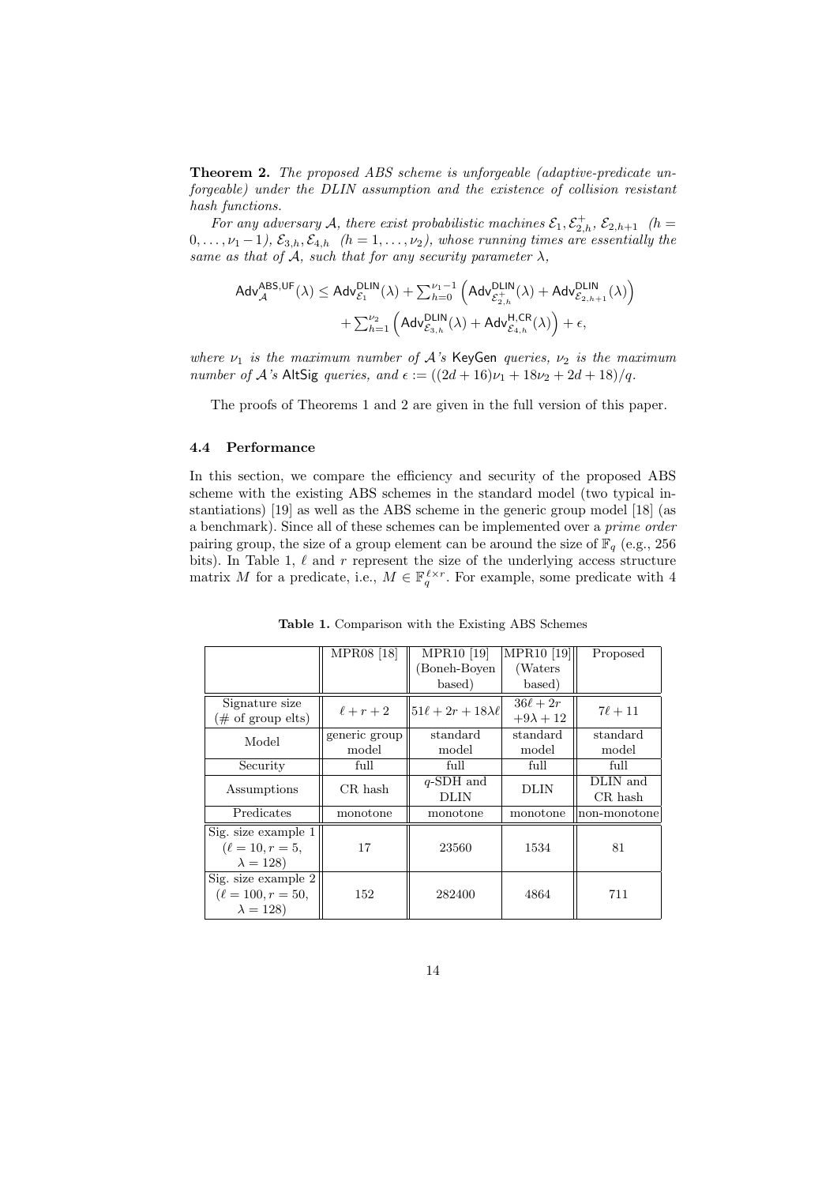**Theorem 2.** *The proposed ABS scheme is unforgeable (adaptive-predicate unforgeable) under the DLIN assumption and the existence of collision resistant hash functions.*

*For any adversary $\mathcal{A}$, there exist probabilistic machines $\mathcal{E}_1, \mathcal{E}^+_{2,h}$, $\mathcal{E}_{2,h+1}$ $(h = 0, \ldots, \nu_1 - 1)$, $\mathcal{E}_{3,h}, \mathcal{E}_{4,h}$ $(h = 1, \ldots, \nu_2)$, whose running times are essentially the same as that of $\mathcal{A}$, such that for any security parameter $\lambda$,*

$$\mathsf{Adv}^{\mathsf{ABS,UF}}_{\mathcal{A}}(\lambda) \leq \mathsf{Adv}^{\mathsf{DLIN}}_{\mathcal{E}_1}(\lambda) + \sum_{h=0}^{\nu_1 - 1} \left( \mathsf{Adv}^{\mathsf{DLIN}}_{\mathcal{E}^+_{2,h}}(\lambda) + \mathsf{Adv}^{\mathsf{DLIN}}_{\mathcal{E}_{2,h+1}}(\lambda) \right) + \sum_{h=1}^{\nu_2} \left( \mathsf{Adv}^{\mathsf{DLIN}}_{\mathcal{E}_{3,h}}(\lambda) + \mathsf{Adv}^{\mathsf{H,CR}}_{\mathcal{E}_{4,h}}(\lambda) \right) + \epsilon,$$

*where $\nu_1$ is the maximum number of $\mathcal{A}$'s* KeyGen *queries, $\nu_2$ is the maximum number of $\mathcal{A}$'s* AltSig *queries, and $\epsilon := ((2d + 16)\nu_1 + 18\nu_2 + 2d + 18)/q$.*

The proofs of Theorems 1 and 2 are given in the full version of this paper.

### 4.4 Performance

In this section, we compare the efficiency and security of the proposed ABS scheme with the existing ABS schemes in the standard model (two typical instantiations) [19] as well as the ABS scheme in the generic group model [18] (as a benchmark). Since all of these schemes can be implemented over a *prime order* pairing group, the size of a group element can be around the size of $\mathbb{F}_q$ (e.g., 256 bits). In Table 1, $\ell$ and $r$ represent the size of the underlying access structure matrix $M$ for a predicate, i.e., $M \in \mathbb{F}_q^{\ell \times r}$. For example, some predicate with 4

**Table 1.** Comparison with the Existing ABS Schemes

| | MPR08 [18] | MPR10 [19] (Boneh-Boyen based) | MPR10 [19] (Waters based) | Proposed |
|---|---|---|---|---|
| Signature size (# of group elts) | $\ell + r + 2$ | $51\ell + 2r + 18\lambda\ell$ | $36\ell + 2r + 9\lambda + 12$ | $7\ell + 11$ |
| Model | generic group model | standard model | standard model | standard model |
| Security | full | full | full | full |
| Assumptions | CR hash | $q$-SDH and DLIN | DLIN | DLIN and CR hash |
| Predicates | monotone | monotone | monotone | non-monotone |
| Sig. size example 1 ($\ell = 10, r = 5,$ $\lambda = 128$) | 17 | 23560 | 1534 | 81 |
| Sig. size example 2 ($\ell = 100, r = 50,$ $\lambda = 128$) | 152 | 282400 | 4864 | 711 |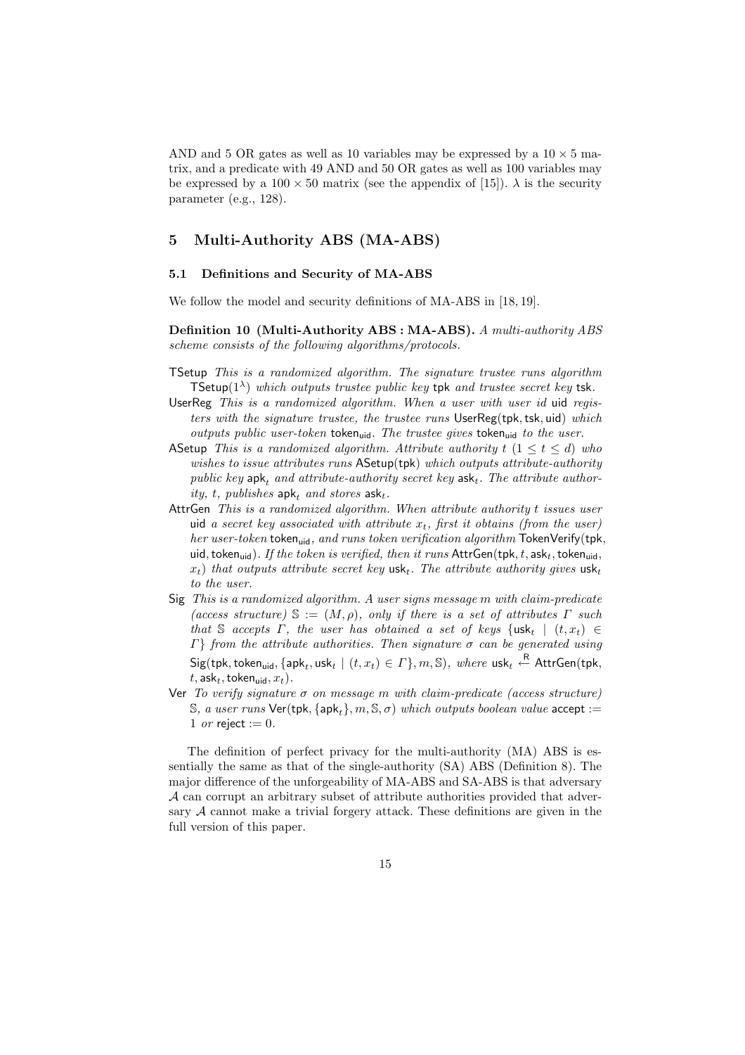AND and 5 OR gates as well as 10 variables may be expressed by a $10 \times 5$ matrix, and a predicate with 49 AND and 50 OR gates as well as 100 variables may be expressed by a $100 \times 50$ matrix (see the appendix of [15]). $\lambda$ is the security parameter (e.g., 128).

## 5 Multi-Authority ABS (MA-ABS)

### 5.1 Definitions and Security of MA-ABS

We follow the model and security definitions of MA-ABS in [18, 19].

**Definition 10 (Multi-Authority ABS : MA-ABS).** *A multi-authority ABS scheme consists of the following algorithms/protocols.*

- TSetup *This is a randomized algorithm. The signature trustee runs algorithm* $\mathsf{TSetup}(1^\lambda)$ *which outputs trustee public key* $\mathsf{tpk}$ *and trustee secret key* $\mathsf{tsk}$*.*
- UserReg *This is a randomized algorithm. When a user with user id* $\mathsf{uid}$ *registers with the signature trustee, the trustee runs* $\mathsf{UserReg}(\mathsf{tpk}, \mathsf{tsk}, \mathsf{uid})$ *which outputs public user-token* $\mathsf{token}_{\mathsf{uid}}$*. The trustee gives* $\mathsf{token}_{\mathsf{uid}}$ *to the user.*
- ASetup *This is a randomized algorithm. Attribute authority* $t$ $(1 \le t \le d)$ *who wishes to issue attributes runs* $\mathsf{ASetup}(\mathsf{tpk})$ *which outputs attribute-authority public key* $\mathsf{apk}_t$ *and attribute-authority secret key* $\mathsf{ask}_t$*. The attribute authority,* $t$*, publishes* $\mathsf{apk}_t$ *and stores* $\mathsf{ask}_t$*.*
- AttrGen *This is a randomized algorithm. When attribute authority* $t$ *issues user* $\mathsf{uid}$ *a secret key associated with attribute* $x_t$*, first it obtains (from the user) her user-token* $\mathsf{token}_{\mathsf{uid}}$*, and runs token verification algorithm* $\mathsf{TokenVerify}(\mathsf{tpk}, \mathsf{uid}, \mathsf{token}_{\mathsf{uid}})$*. If the token is verified, then it runs* $\mathsf{AttrGen}(\mathsf{tpk}, t, \mathsf{ask}_t, \mathsf{token}_{\mathsf{uid}}, x_t)$ *that outputs attribute secret key* $\mathsf{usk}_t$*. The attribute authority gives* $\mathsf{usk}_t$ *to the user.*
- Sig *This is a randomized algorithm. A user signs message* $m$ *with claim-predicate (access structure)* $\mathbb{S} := (M, \rho)$*, only if there is a set of attributes* $\Gamma$ *such that* $\mathbb{S}$ *accepts* $\Gamma$*, the user has obtained a set of keys* $\{\mathsf{usk}_t \mid (t, x_t) \in \Gamma\}$ *from the attribute authorities. Then signature* $\sigma$ *can be generated using* $\mathsf{Sig}(\mathsf{tpk}, \mathsf{token}_{\mathsf{uid}}, \{\mathsf{apk}_t, \mathsf{usk}_t \mid (t, x_t) \in \Gamma\}, m, \mathbb{S})$*, where* $\mathsf{usk}_t \xleftarrow{\mathsf{R}} \mathsf{AttrGen}(\mathsf{tpk}, t, \mathsf{ask}_t, \mathsf{token}_{\mathsf{uid}}, x_t)$*.*
- Ver *To verify signature* $\sigma$ *on message* $m$ *with claim-predicate (access structure)* $\mathbb{S}$*, a user runs* $\mathsf{Ver}(\mathsf{tpk}, \{\mathsf{apk}_t\}, m, \mathbb{S}, \sigma)$ *which outputs boolean value* $\mathsf{accept} := 1$ *or* $\mathsf{reject} := 0$*.*

The definition of perfect privacy for the multi-authority (MA) ABS is essentially the same as that of the single-authority (SA) ABS (Definition 8). The major difference of the unforgeability of MA-ABS and SA-ABS is that adversary $\mathcal{A}$ can corrupt an arbitrary subset of attribute authorities provided that adversary $\mathcal{A}$ cannot make a trivial forgery attack. These definitions are given in the full version of this paper.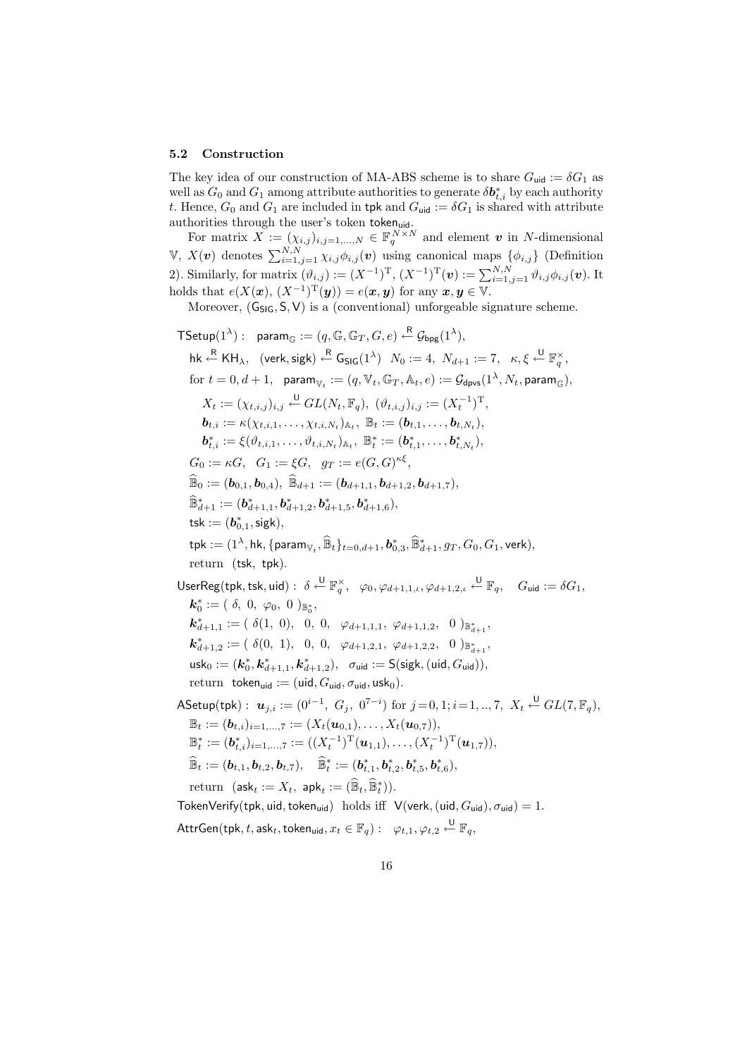### 5.2 Construction

The key idea of our construction of MA-ABS scheme is to share $G_{\mathsf{uid}} := \delta G_1$ as well as $G_0$ and $G_1$ among attribute authorities to generate $\delta \boldsymbol{b}^*_{t,i}$ by each authority $t$. Hence, $G_0$ and $G_1$ are included in $\mathsf{tpk}$ and $G_{\mathsf{uid}} := \delta G_1$ is shared with attribute authorities through the user's token $\mathsf{token}_{\mathsf{uid}}$.

For matrix $X := (\chi_{i,j})_{i,j=1,\ldots,N} \in \mathbb{F}_q^{N\times N}$ and element $\boldsymbol{v}$ in $N$-dimensional $\mathbb{V}$, $X(\boldsymbol{v})$ denotes $\sum_{i=1,j=1}^{N,N} \chi_{i,j}\phi_{i,j}(\boldsymbol{v})$ using canonical maps $\{\phi_{i,j}\}$ (Definition 2). Similarly, for matrix $(\vartheta_{i,j}) := (X^{-1})^{\mathrm{T}}$, $(X^{-1})^{\mathrm{T}}(\boldsymbol{v}) := \sum_{i=1,j=1}^{N,N} \vartheta_{i,j}\phi_{i,j}(\boldsymbol{v})$. It holds that $e(X(\boldsymbol{x}),\, (X^{-1})^{\mathrm{T}}(\boldsymbol{y})) = e(\boldsymbol{x}, \boldsymbol{y})$ for any $\boldsymbol{x}, \boldsymbol{y} \in \mathbb{V}$.

Moreover, $(\mathsf{G}_{\mathsf{SIG}}, \mathsf{S}, \mathsf{V})$ is a (conventional) unforgeable signature scheme.

$\mathsf{TSetup}(1^\lambda):\quad \mathsf{param}_{\mathbb{G}} := (q, \mathbb{G}, \mathbb{G}_T, G, e) \xleftarrow{\mathsf{R}} \mathcal{G}_{\mathsf{bpg}}(1^\lambda),$

$\quad \mathsf{hk} \xleftarrow{\mathsf{R}} \mathsf{KH}_\lambda,\quad (\mathsf{verk}, \mathsf{sigk}) \xleftarrow{\mathsf{R}} \mathsf{G}_{\mathsf{SIG}}(1^\lambda)\quad N_0 := 4,\ N_{d+1} := 7,\quad \kappa, \xi \xleftarrow{\mathsf{U}} \mathbb{F}_q^\times,$

$\quad$ for $t = 0, d+1$, $\quad \mathsf{param}_{\mathbb{V}_t} := (q, \mathbb{V}_t, \mathbb{G}_T, \mathbb{A}_t, e) := \mathcal{G}_{\mathsf{dpvs}}(1^\lambda, N_t, \mathsf{param}_{\mathbb{G}}),$

$\quad\quad X_t := (\chi_{t,i,j})_{i,j} \xleftarrow{\mathsf{U}} GL(N_t, \mathbb{F}_q),\ (\vartheta_{t,i,j})_{i,j} := (X_t^{-1})^{\mathrm{T}},$

$\quad\quad \boldsymbol{b}_{t,i} := \kappa(\chi_{t,i,1}, \ldots, \chi_{t,i,N_t})_{\mathbb{A}_t},\ \mathbb{B}_t := (\boldsymbol{b}_{t,1}, \ldots, \boldsymbol{b}_{t,N_t}),$

$\quad\quad \boldsymbol{b}^*_{t,i} := \xi(\vartheta_{t,i,1}, \ldots, \vartheta_{t,i,N_t})_{\mathbb{A}_t},\ \mathbb{B}^*_t := (\boldsymbol{b}^*_{t,1}, \ldots, \boldsymbol{b}^*_{t,N_t}),$

$\quad G_0 := \kappa G,\quad G_1 := \xi G,\quad g_T := e(G, G)^{\kappa\xi},$

$\quad \widehat{\mathbb{B}}_0 := (\boldsymbol{b}_{0,1}, \boldsymbol{b}_{0,4}),\ \widehat{\mathbb{B}}_{d+1} := (\boldsymbol{b}_{d+1,1}, \boldsymbol{b}_{d+1,2}, \boldsymbol{b}_{d+1,7}),$

$\quad \widehat{\mathbb{B}}^*_{d+1} := (\boldsymbol{b}^*_{d+1,1}, \boldsymbol{b}^*_{d+1,2}, \boldsymbol{b}^*_{d+1,5}, \boldsymbol{b}^*_{d+1,6}),$

$\quad \mathsf{tsk} := (\boldsymbol{b}^*_{0,1}, \mathsf{sigk}),$

$\quad \mathsf{tpk} := (1^\lambda, \mathsf{hk}, \{\mathsf{param}_{\mathbb{V}_t}, \widehat{\mathbb{B}}_t\}_{t=0,d+1}, \boldsymbol{b}^*_{0,3}, \widehat{\mathbb{B}}^*_{d+1}, g_T, G_0, G_1, \mathsf{verk}),$

$\quad$ return $\ (\mathsf{tsk},\ \mathsf{tpk})$.

$\mathsf{UserReg}(\mathsf{tpk}, \mathsf{tsk}, \mathsf{uid}):\ \delta \xleftarrow{\mathsf{U}} \mathbb{F}_q^\times,\quad \varphi_0, \varphi_{d+1,1,\iota}, \varphi_{d+1,2,\iota} \xleftarrow{\mathsf{U}} \mathbb{F}_q,\quad G_{\mathsf{uid}} := \delta G_1,$

$\quad \boldsymbol{k}^*_0 := (\ \delta,\ 0,\ \varphi_0,\ 0\ )_{\mathbb{B}^*_0},$

$\quad \boldsymbol{k}^*_{d+1,1} := (\ \delta(1,\ 0),\ \ 0,\ 0,\ \ \varphi_{d+1,1,1},\ \varphi_{d+1,1,2},\ \ 0\ )_{\mathbb{B}^*_{d+1}},$

$\quad \boldsymbol{k}^*_{d+1,2} := (\ \delta(0,\ 1),\ \ 0,\ 0,\ \ \varphi_{d+1,2,1},\ \varphi_{d+1,2,2},\ \ 0\ )_{\mathbb{B}^*_{d+1}},$

$\quad \mathsf{usk}_0 := (\boldsymbol{k}^*_0, \boldsymbol{k}^*_{d+1,1}, \boldsymbol{k}^*_{d+1,2}),\quad \sigma_{\mathsf{uid}} := \mathsf{S}(\mathsf{sigk}, (\mathsf{uid}, G_{\mathsf{uid}})),$

$\quad$ return $\ \mathsf{token}_{\mathsf{uid}} := (\mathsf{uid}, G_{\mathsf{uid}}, \sigma_{\mathsf{uid}}, \mathsf{usk}_0)$.

$\mathsf{ASetup}(\mathsf{tpk}):\ \boldsymbol{u}_{j,i} := (0^{i-1},\ G_j,\ 0^{7-i})$ for $j = 0, 1; i = 1, .., 7,\ X_t \xleftarrow{\mathsf{U}} GL(7, \mathbb{F}_q),$

$\quad \mathbb{B}_t := (\boldsymbol{b}_{t,i})_{i=1,\ldots,7} := (X_t(\boldsymbol{u}_{0,1}), \ldots, X_t(\boldsymbol{u}_{0,7})),$

$\quad \mathbb{B}^*_t := (\boldsymbol{b}^*_{t,i})_{i=1,\ldots,7} := ((X_t^{-1})^{\mathrm{T}}(\boldsymbol{u}_{1,1}), \ldots, (X_t^{-1})^{\mathrm{T}}(\boldsymbol{u}_{1,7})),$

$\quad \widehat{\mathbb{B}}_t := (\boldsymbol{b}_{t,1}, \boldsymbol{b}_{t,2}, \boldsymbol{b}_{t,7}),\quad \widehat{\mathbb{B}}^*_t := (\boldsymbol{b}^*_{t,1}, \boldsymbol{b}^*_{t,2}, \boldsymbol{b}^*_{t,5}, \boldsymbol{b}^*_{t,6}),$

$\quad$ return $\ (\mathsf{ask}_t := X_t,\ \mathsf{apk}_t := (\widehat{\mathbb{B}}_t, \widehat{\mathbb{B}}^*_t))$.

$\mathsf{TokenVerify}(\mathsf{tpk}, \mathsf{uid}, \mathsf{token}_{\mathsf{uid}})$ $\ $ holds iff $\ \mathsf{V}(\mathsf{verk}, (\mathsf{uid}, G_{\mathsf{uid}}), \sigma_{\mathsf{uid}}) = 1$.

$\mathsf{AttrGen}(\mathsf{tpk}, t, \mathsf{ask}_t, \mathsf{token}_{\mathsf{uid}}, x_t \in \mathbb{F}_q):\quad \varphi_{t,1}, \varphi_{t,2} \xleftarrow{\mathsf{U}} \mathbb{F}_q,$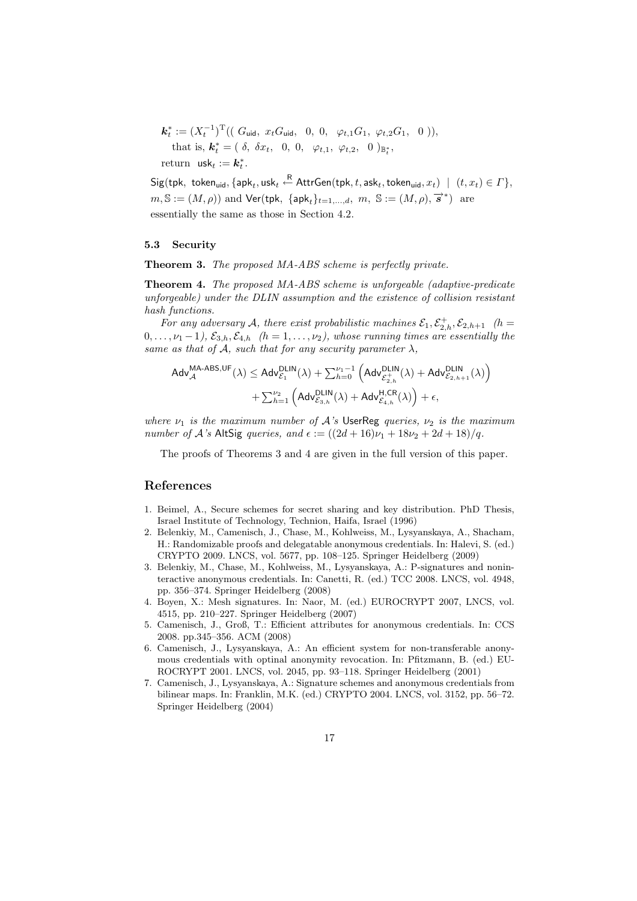$\boldsymbol{k}_t^* := (X_t^{-1})^{\mathrm{T}}((\ G_{\mathsf{uid}},\ x_t G_{\mathsf{uid}},\ \ 0,\ 0,\ \ \varphi_{t,1} G_1,\ \varphi_{t,2} G_1,\ \ 0\ )),$

that is, $\boldsymbol{k}_t^* = (\ \delta,\ \delta x_t,\ \ 0,\ 0,\ \ \varphi_{t,1},\ \varphi_{t,2},\ \ 0\ )_{\mathbb{B}_t^*}$,

return $\mathsf{usk}_t := \boldsymbol{k}_t^*$.

$\mathsf{Sig}(\mathsf{tpk},\ \mathsf{token}_{\mathsf{uid}}, \{\mathsf{apk}_t, \mathsf{usk}_t \xleftarrow{\mathsf{R}} \mathsf{AttrGen}(\mathsf{tpk}, t, \mathsf{ask}_t, \mathsf{token}_{\mathsf{uid}}, x_t)\ \mid\ (t, x_t) \in \Gamma\},$ $m, \mathbb{S} := (M, \rho))$ and $\mathsf{Ver}(\mathsf{tpk},\ \{\mathsf{apk}_t\}_{t=1,\ldots,d},\ m,\ \mathbb{S} := (M, \rho), \overrightarrow{s}^*)$ are essentially the same as those in Section 4.2.

### 5.3 Security

**Theorem 3.** *The proposed MA-ABS scheme is perfectly private.*

**Theorem 4.** *The proposed MA-ABS scheme is unforgeable (adaptive-predicate unforgeable) under the DLIN assumption and the existence of collision resistant hash functions.*

*For any adversary $\mathcal{A}$, there exist probabilistic machines $\mathcal{E}_1, \mathcal{E}_{2,h}^+, \mathcal{E}_{2,h+1}$ $(h = 0, \ldots, \nu_1 - 1)$, $\mathcal{E}_{3,h}, \mathcal{E}_{4,h}$ $(h = 1, \ldots, \nu_2)$, whose running times are essentially the same as that of $\mathcal{A}$, such that for any security parameter $\lambda$,*

$$\mathsf{Adv}_{\mathcal{A}}^{\mathsf{MA\text{-}ABS,UF}}(\lambda) \leq \mathsf{Adv}_{\mathcal{E}_1}^{\mathsf{DLIN}}(\lambda) + \sum_{h=0}^{\nu_1 - 1} \left( \mathsf{Adv}_{\mathcal{E}_{2,h}^+}^{\mathsf{DLIN}}(\lambda) + \mathsf{Adv}_{\mathcal{E}_{2,h+1}}^{\mathsf{DLIN}}(\lambda) \right)$$
$$+ \sum_{h=1}^{\nu_2} \left( \mathsf{Adv}_{\mathcal{E}_{3,h}}^{\mathsf{DLIN}}(\lambda) + \mathsf{Adv}_{\mathcal{E}_{4,h}}^{\mathsf{H,CR}}(\lambda) \right) + \epsilon,$$

*where $\nu_1$ is the maximum number of $\mathcal{A}$'s* UserReg *queries, $\nu_2$ is the maximum number of $\mathcal{A}$'s* AltSig *queries, and $\epsilon := ((2d + 16)\nu_1 + 18\nu_2 + 2d + 18)/q$.*

The proofs of Theorems 3 and 4 are given in the full version of this paper.

## References

1. Beimel, A., Secure schemes for secret sharing and key distribution. PhD Thesis, Israel Institute of Technology, Technion, Haifa, Israel (1996)
2. Belenkiy, M., Camenisch, J., Chase, M., Kohlweiss, M., Lysyanskaya, A., Shacham, H.: Randomizable proofs and delegatable anonymous credentials. In: Halevi, S. (ed.) CRYPTO 2009. LNCS, vol. 5677, pp. 108–125. Springer Heidelberg (2009)
3. Belenkiy, M., Chase, M., Kohlweiss, M., Lysyanskaya, A.: P-signatures and noninteractive anonymous credentials. In: Canetti, R. (ed.) TCC 2008. LNCS, vol. 4948, pp. 356–374. Springer Heidelberg (2008)
4. Boyen, X.: Mesh signatures. In: Naor, M. (ed.) EUROCRYPT 2007, LNCS, vol. 4515, pp. 210–227. Springer Heidelberg (2007)
5. Camenisch, J., Groß, T.: Efficient attributes for anonymous credentials. In: CCS 2008. pp.345–356. ACM (2008)
6. Camenisch, J., Lysyanskaya, A.: An efficient system for non-transferable anonymous credentials with optinal anonymity revocation. In: Pfitzmann, B. (ed.) EUROCRYPT 2001. LNCS, vol. 2045, pp. 93–118. Springer Heidelberg (2001)
7. Camenisch, J., Lysyanskaya, A.: Signature schemes and anonymous credentials from bilinear maps. In: Franklin, M.K. (ed.) CRYPTO 2004. LNCS, vol. 3152, pp. 56–72. Springer Heidelberg (2004)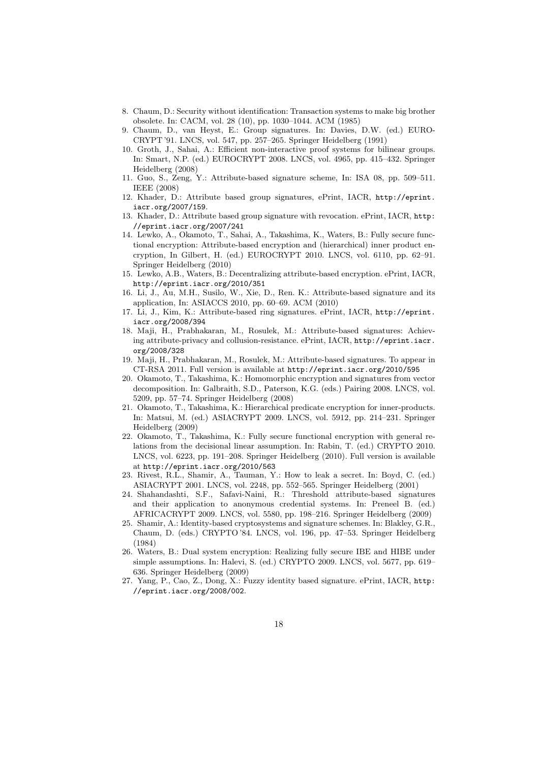8. Chaum, D.: Security without identification: Transaction systems to make big brother obsolete. In: CACM, vol. 28 (10), pp. 1030–1044. ACM (1985)
9. Chaum, D., van Heyst, E.: Group signatures. In: Davies, D.W. (ed.) EUROCRYPT '91. LNCS, vol. 547, pp. 257–265. Springer Heidelberg (1991)
10. Groth, J., Sahai, A.: Efficient non-interactive proof systems for bilinear groups. In: Smart, N.P. (ed.) EUROCRYPT 2008. LNCS, vol. 4965, pp. 415–432. Springer Heidelberg (2008)
11. Guo, S., Zeng, Y.: Attribute-based signature scheme, In: ISA 08, pp. 509–511. IEEE (2008)
12. Khader, D.: Attribute based group signatures, ePrint, IACR, `http://eprint.iacr.org/2007/159`.
13. Khader, D.: Attribute based group signature with revocation. ePrint, IACR, `http://eprint.iacr.org/2007/241`
14. Lewko, A., Okamoto, T., Sahai, A., Takashima, K., Waters, B.: Fully secure functional encryption: Attribute-based encryption and (hierarchical) inner product encryption, In Gilbert, H. (ed.) EUROCRYPT 2010. LNCS, vol. 6110, pp. 62–91. Springer Heidelberg (2010)
15. Lewko, A.B., Waters, B.: Decentralizing attribute-based encryption. ePrint, IACR, `http://eprint.iacr.org/2010/351`
16. Li, J., Au, M.H., Susilo, W., Xie, D., Ren. K.: Attribute-based signature and its application, In: ASIACCS 2010, pp. 60–69. ACM (2010)
17. Li, J., Kim, K.: Attribute-based ring signatures. ePrint, IACR, `http://eprint.iacr.org/2008/394`
18. Maji, H., Prabhakaran, M., Rosulek, M.: Attribute-based signatures: Achieving attribute-privacy and collusion-resistance. ePrint, IACR, `http://eprint.iacr.org/2008/328`
19. Maji, H., Prabhakaran, M., Rosulek, M.: Attribute-based signatures. To appear in CT-RSA 2011. Full version is available at `http://eprint.iacr.org/2010/595`
20. Okamoto, T., Takashima, K.: Homomorphic encryption and signatures from vector decomposition. In: Galbraith, S.D., Paterson, K.G. (eds.) Pairing 2008. LNCS, vol. 5209, pp. 57–74. Springer Heidelberg (2008)
21. Okamoto, T., Takashima, K.: Hierarchical predicate encryption for inner-products. In: Matsui, M. (ed.) ASIACRYPT 2009. LNCS, vol. 5912, pp. 214–231. Springer Heidelberg (2009)
22. Okamoto, T., Takashima, K.: Fully secure functional encryption with general relations from the decisional linear assumption. In: Rabin, T. (ed.) CRYPTO 2010. LNCS, vol. 6223, pp. 191–208. Springer Heidelberg (2010). Full version is available at `http://eprint.iacr.org/2010/563`
23. Rivest, R.L., Shamir, A., Tauman, Y.: How to leak a secret. In: Boyd, C. (ed.) ASIACRYPT 2001. LNCS, vol. 2248, pp. 552–565. Springer Heidelberg (2001)
24. Shahandashti, S.F., Safavi-Naini, R.: Threshold attribute-based signatures and their application to anonymous credential systems. In: Preneel B. (ed.) AFRICACRYPT 2009. LNCS, vol. 5580, pp. 198–216. Springer Heidelberg (2009)
25. Shamir, A.: Identity-based cryptosystems and signature schemes. In: Blakley, G.R., Chaum, D. (eds.) CRYPTO '84. LNCS, vol. 196, pp. 47–53. Springer Heidelberg (1984)
26. Waters, B.: Dual system encryption: Realizing fully secure IBE and HIBE under simple assumptions. In: Halevi, S. (ed.) CRYPTO 2009. LNCS, vol. 5677, pp. 619–636. Springer Heidelberg (2009)
27. Yang, P., Cao, Z., Dong, X.: Fuzzy identity based signature. ePrint, IACR, `http://eprint.iacr.org/2008/002`.